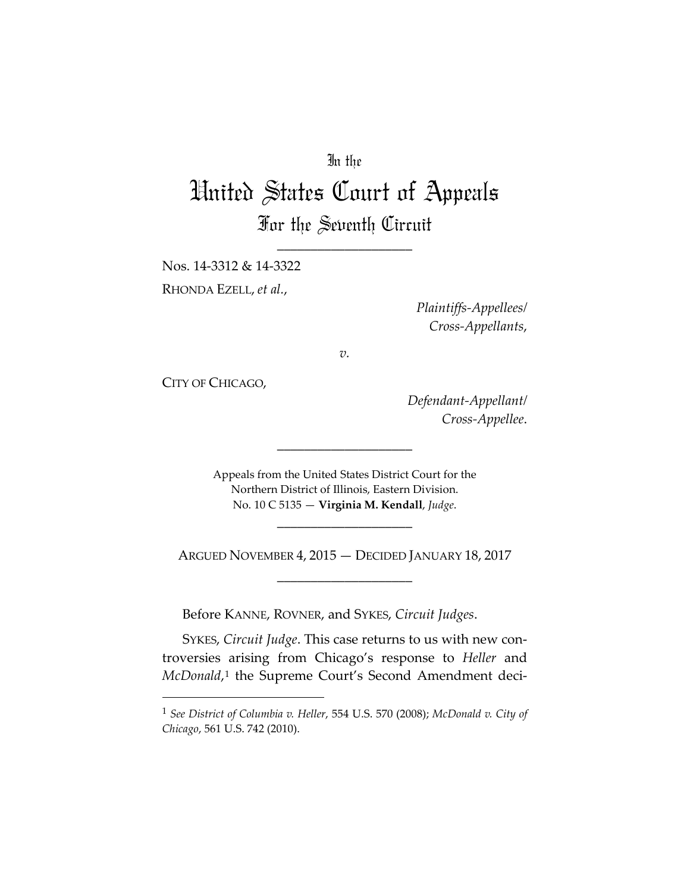In the

# United States Court of Appeals

## For the Seventh Circuit

---

Nos. 14-3312 & 14-3322

RHONDA EZELL, *et al.*,

*Plaintiffs-Appellees/*
*Cross-Appellants*,

*v.*

CITY OF CHICAGO,

*Defendant-Appellant/*
*Cross-Appellee*.

---

Appeals from the United States District Court for the
Northern District of Illinois, Eastern Division.
No. 10 C 5135 — **Virginia M. Kendall**, *Judge*.

---

ARGUED NOVEMBER 4, 2015 — DECIDED JANUARY 18, 2017

---

Before KANNE, ROVNER, and SYKES, *Circuit Judges*.

SYKES, *Circuit Judge*. This case returns to us with new controversies arising from Chicago's response to *Heller* and *McDonald*,[1] the Supreme Court's Second Amendment deci-

---

[1] *See District of Columbia v. Heller*, 554 U.S. 570 (2008); *McDonald v. City of Chicago*, 561 U.S. 742 (2010).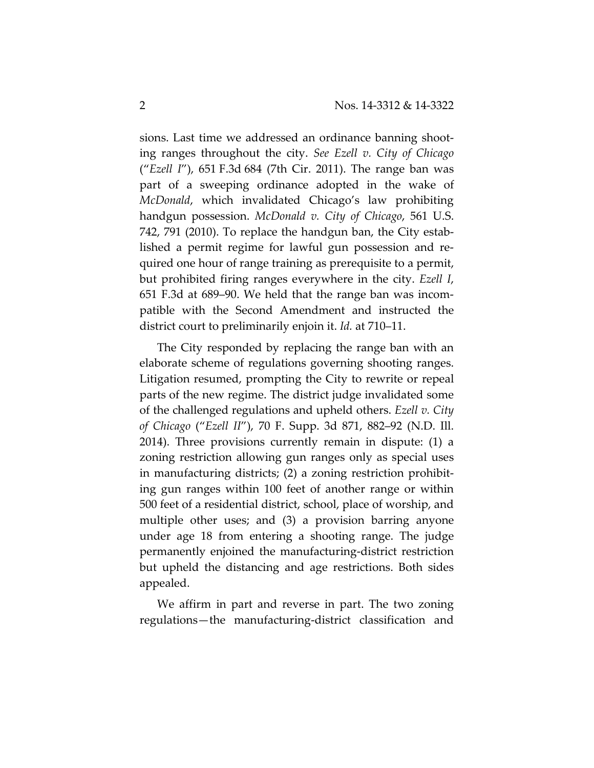sions. Last time we addressed an ordinance banning shooting ranges throughout the city. *See Ezell v. City of Chicago* ("*Ezell I*"), 651 F.3d 684 (7th Cir. 2011). The range ban was part of a sweeping ordinance adopted in the wake of *McDonald*, which invalidated Chicago's law prohibiting handgun possession. *McDonald v. City of Chicago*, 561 U.S. 742, 791 (2010). To replace the handgun ban, the City established a permit regime for lawful gun possession and required one hour of range training as prerequisite to a permit, but prohibited firing ranges everywhere in the city. *Ezell I*, 651 F.3d at 689–90. We held that the range ban was incompatible with the Second Amendment and instructed the district court to preliminarily enjoin it. *Id.* at 710–11.

The City responded by replacing the range ban with an elaborate scheme of regulations governing shooting ranges. Litigation resumed, prompting the City to rewrite or repeal parts of the new regime. The district judge invalidated some of the challenged regulations and upheld others. *Ezell v. City of Chicago* ("*Ezell II*"), 70 F. Supp. 3d 871, 882–92 (N.D. Ill. 2014). Three provisions currently remain in dispute: (1) a zoning restriction allowing gun ranges only as special uses in manufacturing districts; (2) a zoning restriction prohibiting gun ranges within 100 feet of another range or within 500 feet of a residential district, school, place of worship, and multiple other uses; and (3) a provision barring anyone under age 18 from entering a shooting range. The judge permanently enjoined the manufacturing-district restriction but upheld the distancing and age restrictions. Both sides appealed.

We affirm in part and reverse in part. The two zoning regulations—the manufacturing-district classification and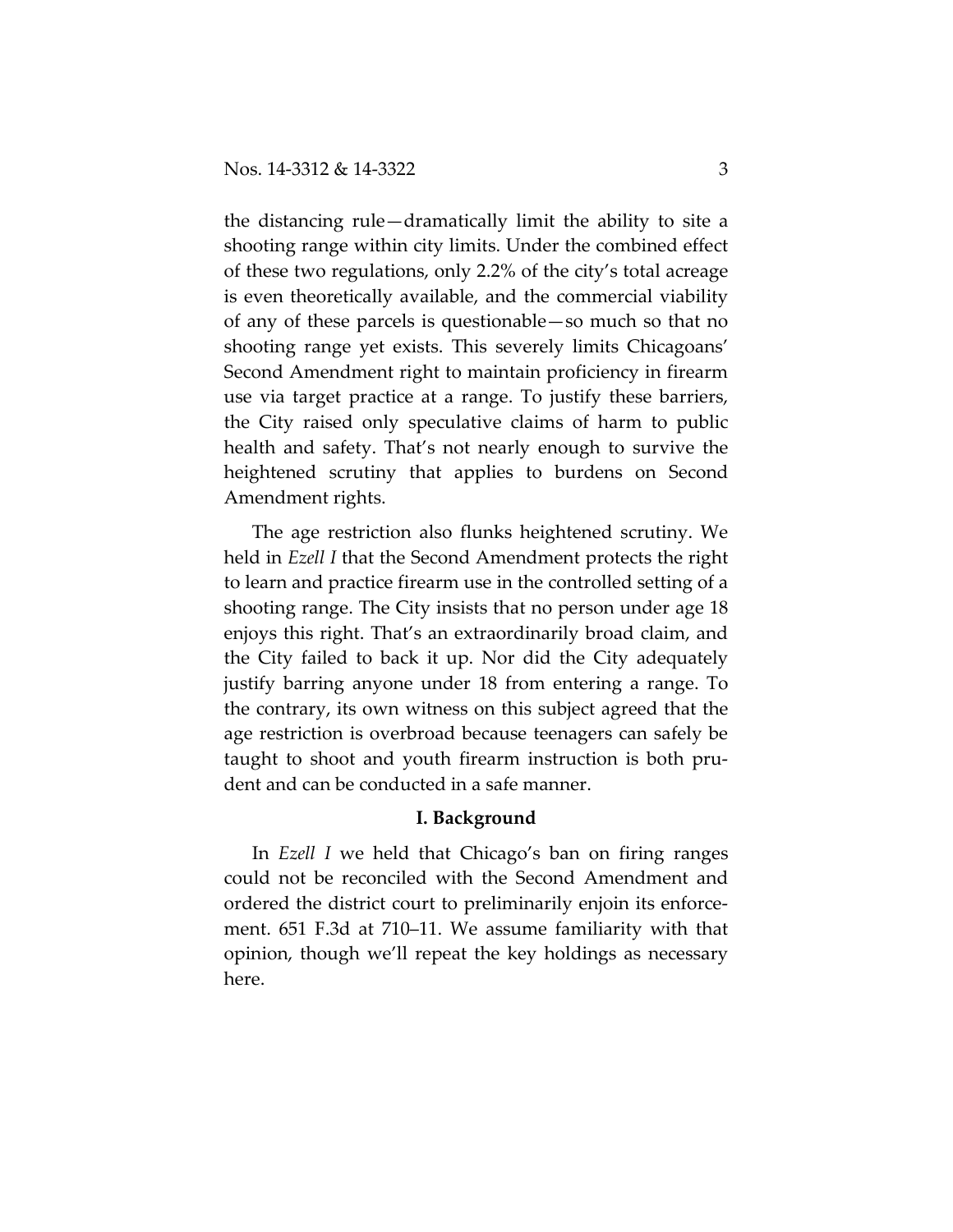the distancing rule—dramatically limit the ability to site a shooting range within city limits. Under the combined effect of these two regulations, only 2.2% of the city's total acreage is even theoretically available, and the commercial viability of any of these parcels is questionable—so much so that no shooting range yet exists. This severely limits Chicagoans' Second Amendment right to maintain proficiency in firearm use via target practice at a range. To justify these barriers, the City raised only speculative claims of harm to public health and safety. That's not nearly enough to survive the heightened scrutiny that applies to burdens on Second Amendment rights.

The age restriction also flunks heightened scrutiny. We held in *Ezell I* that the Second Amendment protects the right to learn and practice firearm use in the controlled setting of a shooting range. The City insists that no person under age 18 enjoys this right. That's an extraordinarily broad claim, and the City failed to back it up. Nor did the City adequately justify barring anyone under 18 from entering a range. To the contrary, its own witness on this subject agreed that the age restriction is overbroad because teenagers can safely be taught to shoot and youth firearm instruction is both prudent and can be conducted in a safe manner.

## I. Background

In *Ezell I* we held that Chicago's ban on firing ranges could not be reconciled with the Second Amendment and ordered the district court to preliminarily enjoin its enforcement. 651 F.3d at 710–11. We assume familiarity with that opinion, though we'll repeat the key holdings as necessary here.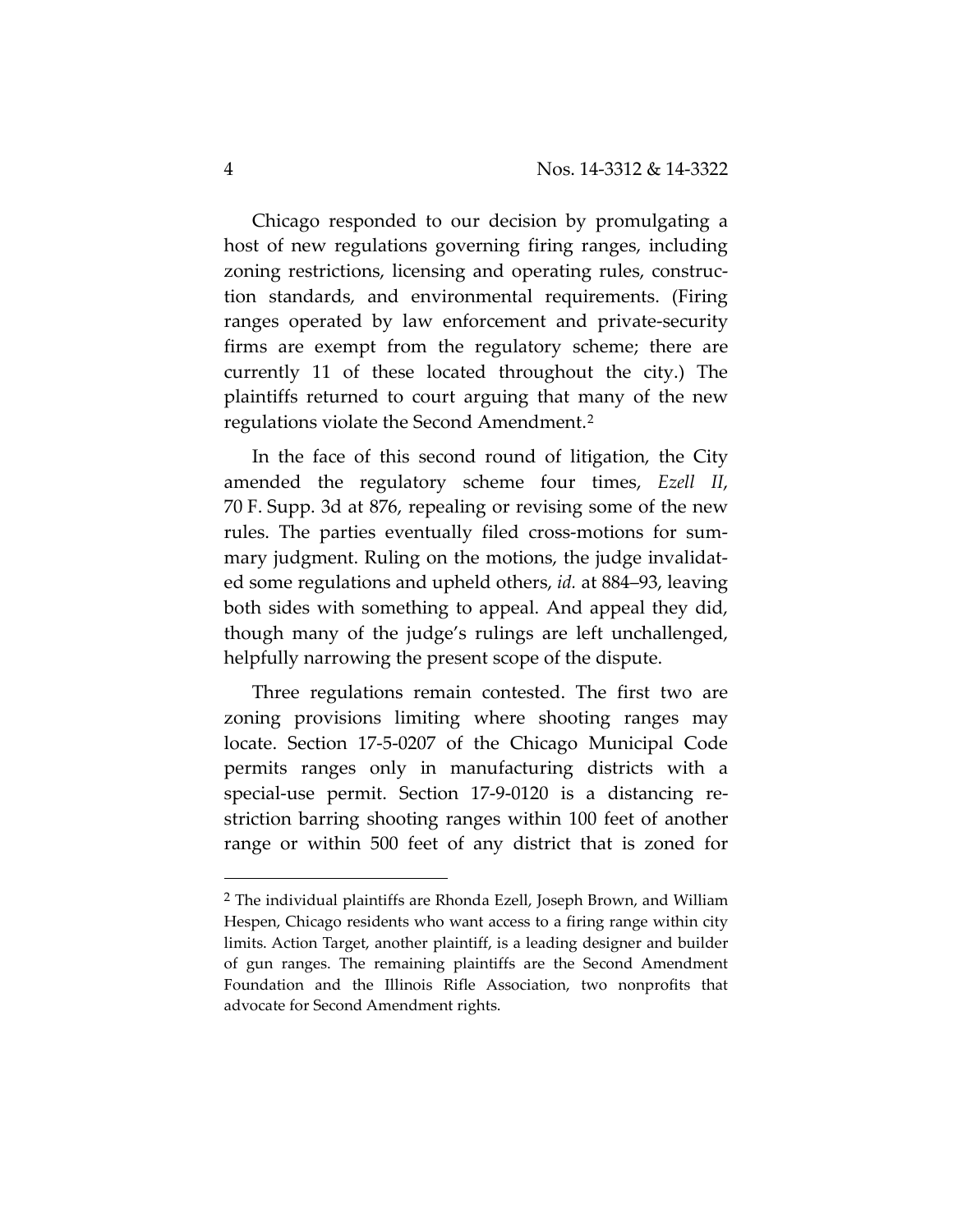Chicago responded to our decision by promulgating a host of new regulations governing firing ranges, including zoning restrictions, licensing and operating rules, construction standards, and environmental requirements. (Firing ranges operated by law enforcement and private-security firms are exempt from the regulatory scheme; there are currently 11 of these located throughout the city.) The plaintiffs returned to court arguing that many of the new regulations violate the Second Amendment.[2]

In the face of this second round of litigation, the City amended the regulatory scheme four times, *Ezell II*, 70 F. Supp. 3d at 876, repealing or revising some of the new rules. The parties eventually filed cross-motions for summary judgment. Ruling on the motions, the judge invalidated some regulations and upheld others, *id.* at 884–93, leaving both sides with something to appeal. And appeal they did, though many of the judge's rulings are left unchallenged, helpfully narrowing the present scope of the dispute.

Three regulations remain contested. The first two are zoning provisions limiting where shooting ranges may locate. Section 17-5-0207 of the Chicago Municipal Code permits ranges only in manufacturing districts with a special-use permit. Section 17-9-0120 is a distancing restriction barring shooting ranges within 100 feet of another range or within 500 feet of any district that is zoned for

---

[2] The individual plaintiffs are Rhonda Ezell, Joseph Brown, and William Hespen, Chicago residents who want access to a firing range within city limits. Action Target, another plaintiff, is a leading designer and builder of gun ranges. The remaining plaintiffs are the Second Amendment Foundation and the Illinois Rifle Association, two nonprofits that advocate for Second Amendment rights.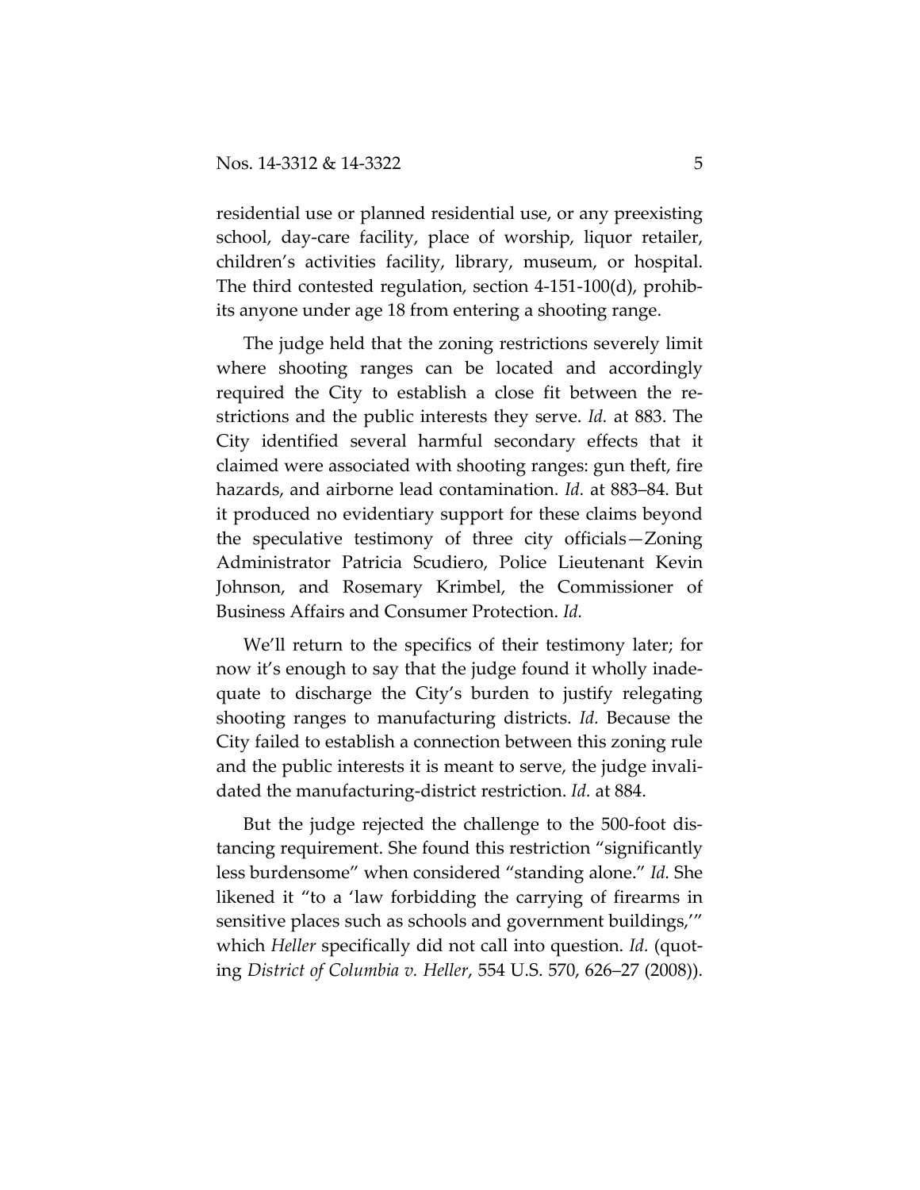residential use or planned residential use, or any preexisting school, day-care facility, place of worship, liquor retailer, children's activities facility, library, museum, or hospital. The third contested regulation, section 4-151-100(d), prohibits anyone under age 18 from entering a shooting range.

The judge held that the zoning restrictions severely limit where shooting ranges can be located and accordingly required the City to establish a close fit between the restrictions and the public interests they serve. *Id.* at 883. The City identified several harmful secondary effects that it claimed were associated with shooting ranges: gun theft, fire hazards, and airborne lead contamination. *Id.* at 883–84. But it produced no evidentiary support for these claims beyond the speculative testimony of three city officials—Zoning Administrator Patricia Scudiero, Police Lieutenant Kevin Johnson, and Rosemary Krimbel, the Commissioner of Business Affairs and Consumer Protection. *Id.*

We'll return to the specifics of their testimony later; for now it's enough to say that the judge found it wholly inadequate to discharge the City's burden to justify relegating shooting ranges to manufacturing districts. *Id.* Because the City failed to establish a connection between this zoning rule and the public interests it is meant to serve, the judge invalidated the manufacturing-district restriction. *Id.* at 884.

But the judge rejected the challenge to the 500-foot distancing requirement. She found this restriction "significantly less burdensome" when considered "standing alone." *Id.* She likened it "to a 'law forbidding the carrying of firearms in sensitive places such as schools and government buildings,'" which *Heller* specifically did not call into question. *Id.* (quoting *District of Columbia v. Heller*, 554 U.S. 570, 626–27 (2008)).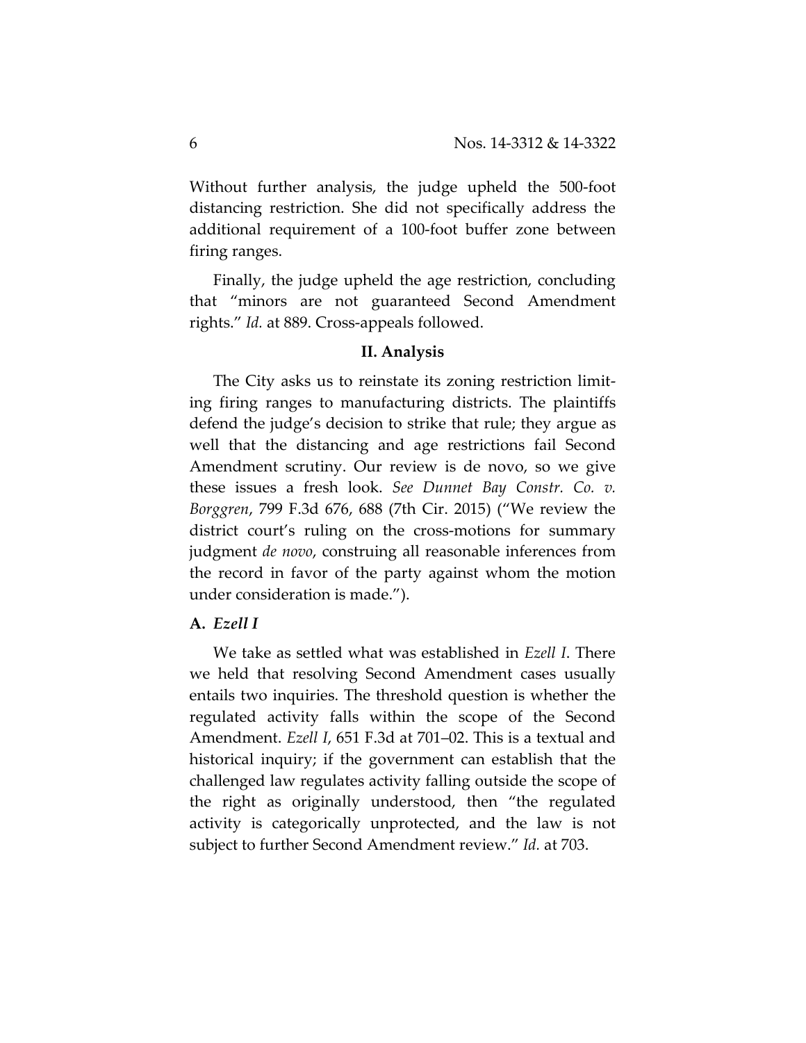Without further analysis, the judge upheld the 500-foot distancing restriction. She did not specifically address the additional requirement of a 100-foot buffer zone between firing ranges.

Finally, the judge upheld the age restriction, concluding that "minors are not guaranteed Second Amendment rights." *Id.* at 889. Cross-appeals followed.

## II. Analysis

The City asks us to reinstate its zoning restriction limiting firing ranges to manufacturing districts. The plaintiffs defend the judge's decision to strike that rule; they argue as well that the distancing and age restrictions fail Second Amendment scrutiny. Our review is de novo, so we give these issues a fresh look. *See Dunnet Bay Constr. Co. v. Borggren*, 799 F.3d 676, 688 (7th Cir. 2015) ("We review the district court's ruling on the cross-motions for summary judgment *de novo*, construing all reasonable inferences from the record in favor of the party against whom the motion under consideration is made.").

### A. *Ezell I*

We take as settled what was established in *Ezell I*. There we held that resolving Second Amendment cases usually entails two inquiries. The threshold question is whether the regulated activity falls within the scope of the Second Amendment. *Ezell I*, 651 F.3d at 701–02. This is a textual and historical inquiry; if the government can establish that the challenged law regulates activity falling outside the scope of the right as originally understood, then "the regulated activity is categorically unprotected, and the law is not subject to further Second Amendment review." *Id.* at 703.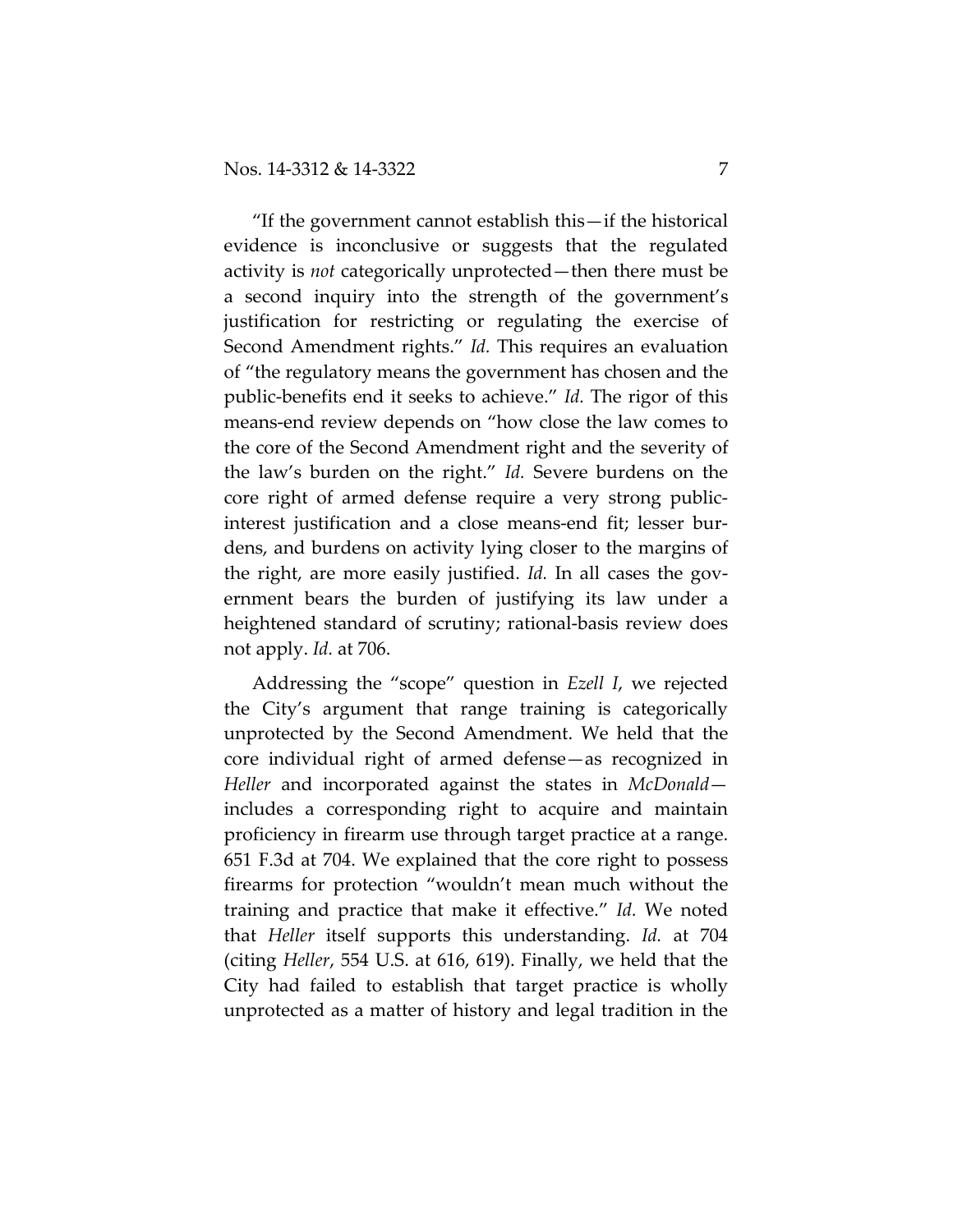"If the government cannot establish this—if the historical evidence is inconclusive or suggests that the regulated activity is *not* categorically unprotected—then there must be a second inquiry into the strength of the government's justification for restricting or regulating the exercise of Second Amendment rights." *Id.* This requires an evaluation of "the regulatory means the government has chosen and the public-benefits end it seeks to achieve." *Id.* The rigor of this means-end review depends on "how close the law comes to the core of the Second Amendment right and the severity of the law's burden on the right." *Id.* Severe burdens on the core right of armed defense require a very strong public-interest justification and a close means-end fit; lesser burdens, and burdens on activity lying closer to the margins of the right, are more easily justified. *Id.* In all cases the government bears the burden of justifying its law under a heightened standard of scrutiny; rational-basis review does not apply. *Id.* at 706.

Addressing the "scope" question in *Ezell I*, we rejected the City's argument that range training is categorically unprotected by the Second Amendment. We held that the core individual right of armed defense—as recognized in *Heller* and incorporated against the states in *McDonald*—includes a corresponding right to acquire and maintain proficiency in firearm use through target practice at a range. 651 F.3d at 704. We explained that the core right to possess firearms for protection "wouldn't mean much without the training and practice that make it effective." *Id.* We noted that *Heller* itself supports this understanding. *Id.* at 704 (citing *Heller*, 554 U.S. at 616, 619). Finally, we held that the City had failed to establish that target practice is wholly unprotected as a matter of history and legal tradition in the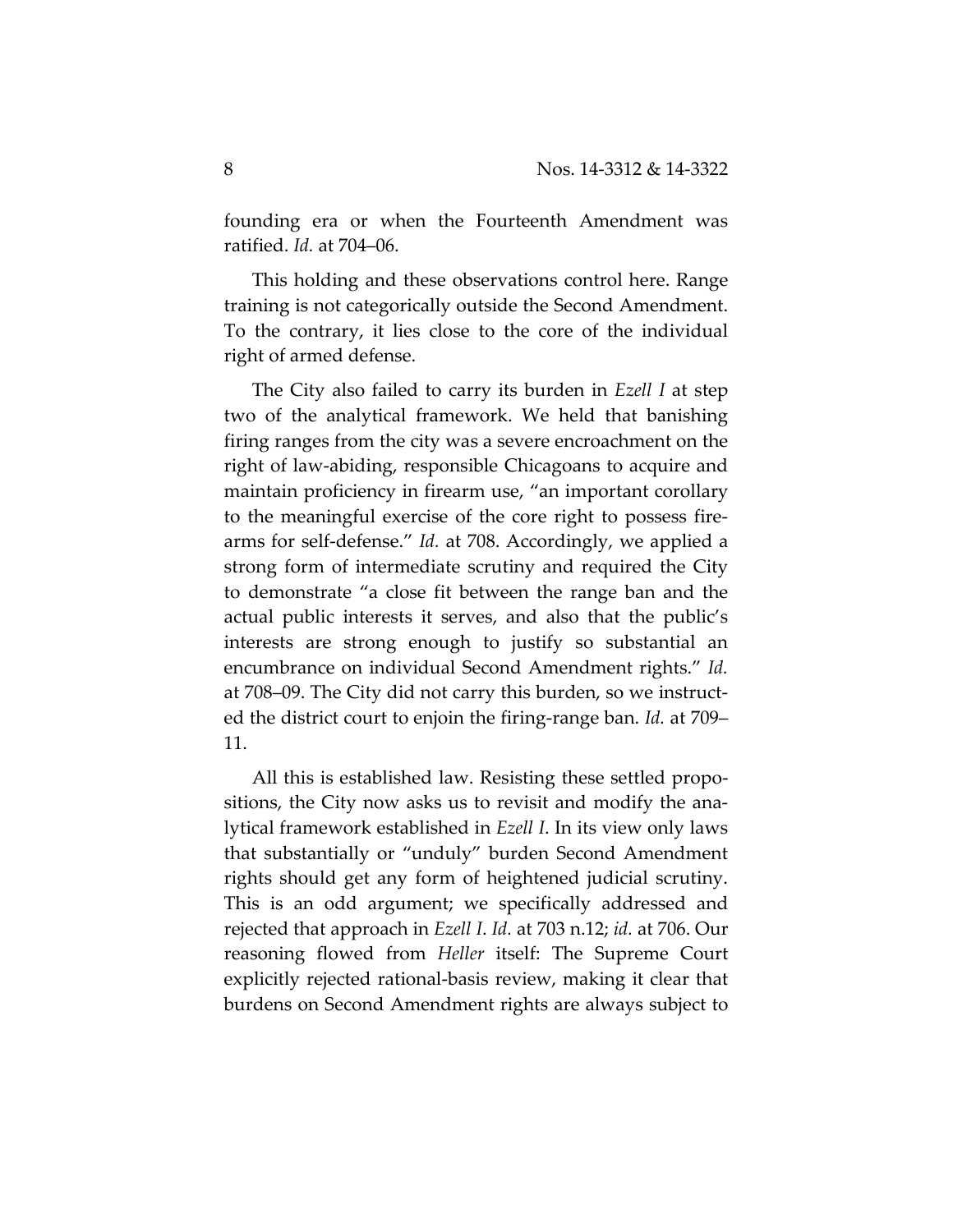founding era or when the Fourteenth Amendment was ratified. *Id.* at 704–06.

This holding and these observations control here. Range training is not categorically outside the Second Amendment. To the contrary, it lies close to the core of the individual right of armed defense.

The City also failed to carry its burden in *Ezell I* at step two of the analytical framework. We held that banishing firing ranges from the city was a severe encroachment on the right of law-abiding, responsible Chicagoans to acquire and maintain proficiency in firearm use, "an important corollary to the meaningful exercise of the core right to possess firearms for self-defense." *Id.* at 708. Accordingly, we applied a strong form of intermediate scrutiny and required the City to demonstrate "a close fit between the range ban and the actual public interests it serves, and also that the public's interests are strong enough to justify so substantial an encumbrance on individual Second Amendment rights." *Id.* at 708–09. The City did not carry this burden, so we instructed the district court to enjoin the firing-range ban. *Id.* at 709–11.

All this is established law. Resisting these settled propositions, the City now asks us to revisit and modify the analytical framework established in *Ezell I*. In its view only laws that substantially or "unduly" burden Second Amendment rights should get any form of heightened judicial scrutiny. This is an odd argument; we specifically addressed and rejected that approach in *Ezell I*. *Id.* at 703 n.12; *id.* at 706. Our reasoning flowed from *Heller* itself: The Supreme Court explicitly rejected rational-basis review, making it clear that burdens on Second Amendment rights are always subject to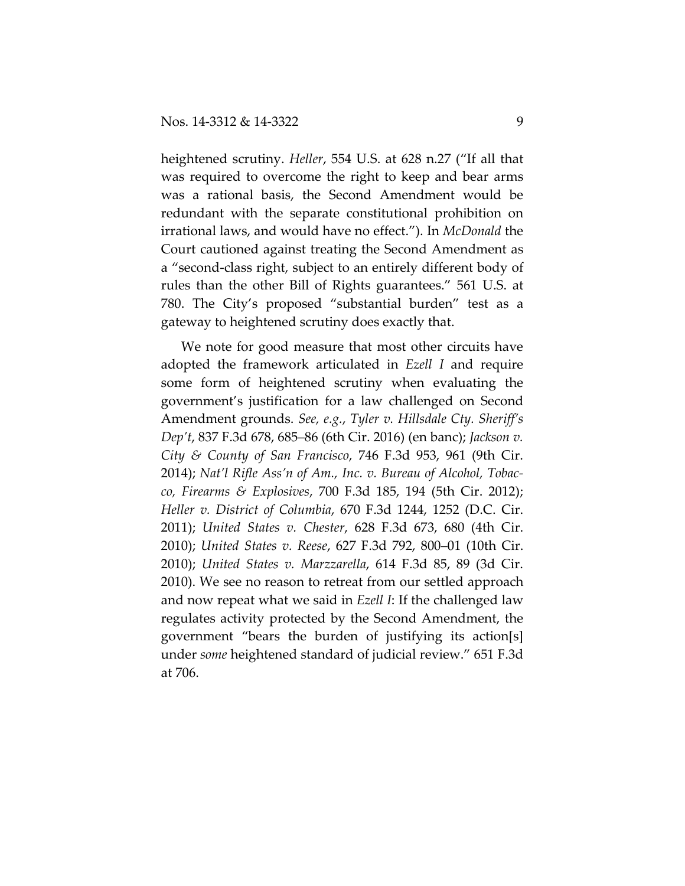heightened scrutiny. *Heller*, 554 U.S. at 628 n.27 ("If all that was required to overcome the right to keep and bear arms was a rational basis, the Second Amendment would be redundant with the separate constitutional prohibition on irrational laws, and would have no effect."). In *McDonald* the Court cautioned against treating the Second Amendment as a "second-class right, subject to an entirely different body of rules than the other Bill of Rights guarantees." 561 U.S. at 780. The City's proposed "substantial burden" test as a gateway to heightened scrutiny does exactly that.

We note for good measure that most other circuits have adopted the framework articulated in *Ezell I* and require some form of heightened scrutiny when evaluating the government's justification for a law challenged on Second Amendment grounds. *See, e.g.*, *Tyler v. Hillsdale Cty. Sheriff's Dep't*, 837 F.3d 678, 685–86 (6th Cir. 2016) (en banc); *Jackson v. City & County of San Francisco*, 746 F.3d 953, 961 (9th Cir. 2014); *Nat'l Rifle Ass'n of Am., Inc. v. Bureau of Alcohol, Tobacco, Firearms & Explosives*, 700 F.3d 185, 194 (5th Cir. 2012); *Heller v. District of Columbia*, 670 F.3d 1244, 1252 (D.C. Cir. 2011); *United States v. Chester*, 628 F.3d 673, 680 (4th Cir. 2010); *United States v. Reese*, 627 F.3d 792, 800–01 (10th Cir. 2010); *United States v. Marzzarella*, 614 F.3d 85, 89 (3d Cir. 2010). We see no reason to retreat from our settled approach and now repeat what we said in *Ezell I*: If the challenged law regulates activity protected by the Second Amendment, the government "bears the burden of justifying its action[s] under *some* heightened standard of judicial review." 651 F.3d at 706.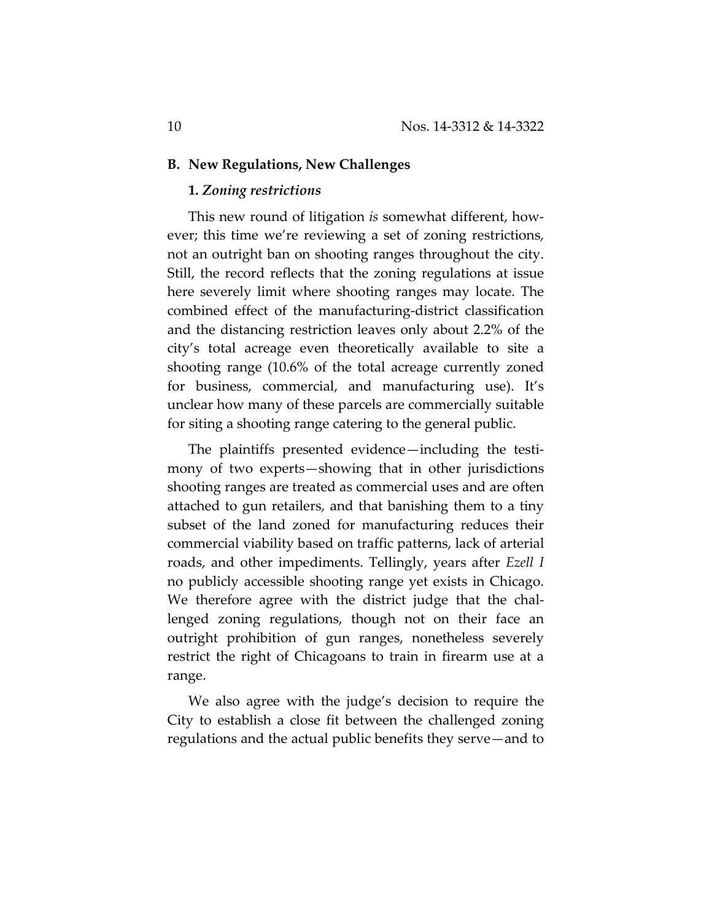### B. New Regulations, New Challenges

#### 1. *Zoning restrictions*

This new round of litigation *is* somewhat different, however; this time we're reviewing a set of zoning restrictions, not an outright ban on shooting ranges throughout the city. Still, the record reflects that the zoning regulations at issue here severely limit where shooting ranges may locate. The combined effect of the manufacturing-district classification and the distancing restriction leaves only about 2.2% of the city's total acreage even theoretically available to site a shooting range (10.6% of the total acreage currently zoned for business, commercial, and manufacturing use). It's unclear how many of these parcels are commercially suitable for siting a shooting range catering to the general public.

The plaintiffs presented evidence—including the testimony of two experts—showing that in other jurisdictions shooting ranges are treated as commercial uses and are often attached to gun retailers, and that banishing them to a tiny subset of the land zoned for manufacturing reduces their commercial viability based on traffic patterns, lack of arterial roads, and other impediments. Tellingly, years after *Ezell I* no publicly accessible shooting range yet exists in Chicago. We therefore agree with the district judge that the challenged zoning regulations, though not on their face an outright prohibition of gun ranges, nonetheless severely restrict the right of Chicagoans to train in firearm use at a range.

We also agree with the judge's decision to require the City to establish a close fit between the challenged zoning regulations and the actual public benefits they serve—and to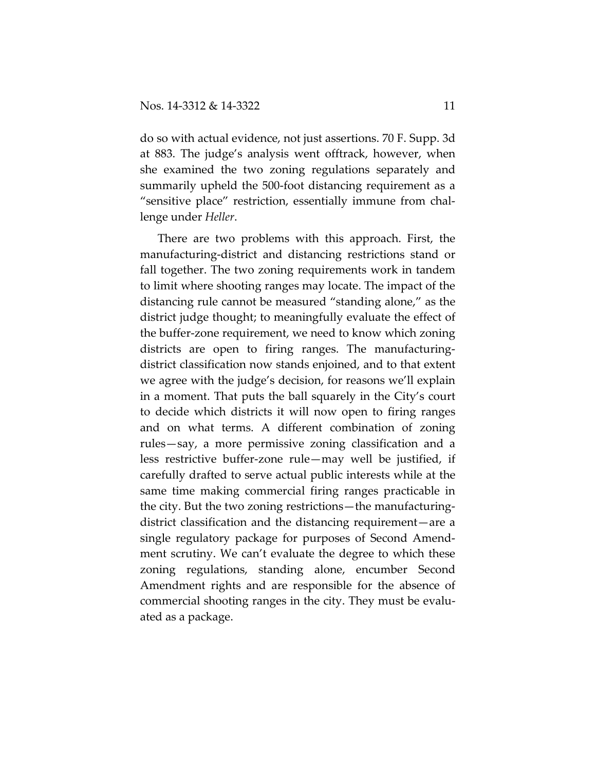do so with actual evidence, not just assertions. 70 F. Supp. 3d at 883. The judge's analysis went offtrack, however, when she examined the two zoning regulations separately and summarily upheld the 500-foot distancing requirement as a "sensitive place" restriction, essentially immune from challenge under *Heller*.

There are two problems with this approach. First, the manufacturing-district and distancing restrictions stand or fall together. The two zoning requirements work in tandem to limit where shooting ranges may locate. The impact of the distancing rule cannot be measured "standing alone," as the district judge thought; to meaningfully evaluate the effect of the buffer-zone requirement, we need to know which zoning districts are open to firing ranges. The manufacturing-district classification now stands enjoined, and to that extent we agree with the judge's decision, for reasons we'll explain in a moment. That puts the ball squarely in the City's court to decide which districts it will now open to firing ranges and on what terms. A different combination of zoning rules—say, a more permissive zoning classification and a less restrictive buffer-zone rule—may well be justified, if carefully drafted to serve actual public interests while at the same time making commercial firing ranges practicable in the city. But the two zoning restrictions—the manufacturing-district classification and the distancing requirement—are a single regulatory package for purposes of Second Amendment scrutiny. We can't evaluate the degree to which these zoning regulations, standing alone, encumber Second Amendment rights and are responsible for the absence of commercial shooting ranges in the city. They must be evaluated as a package.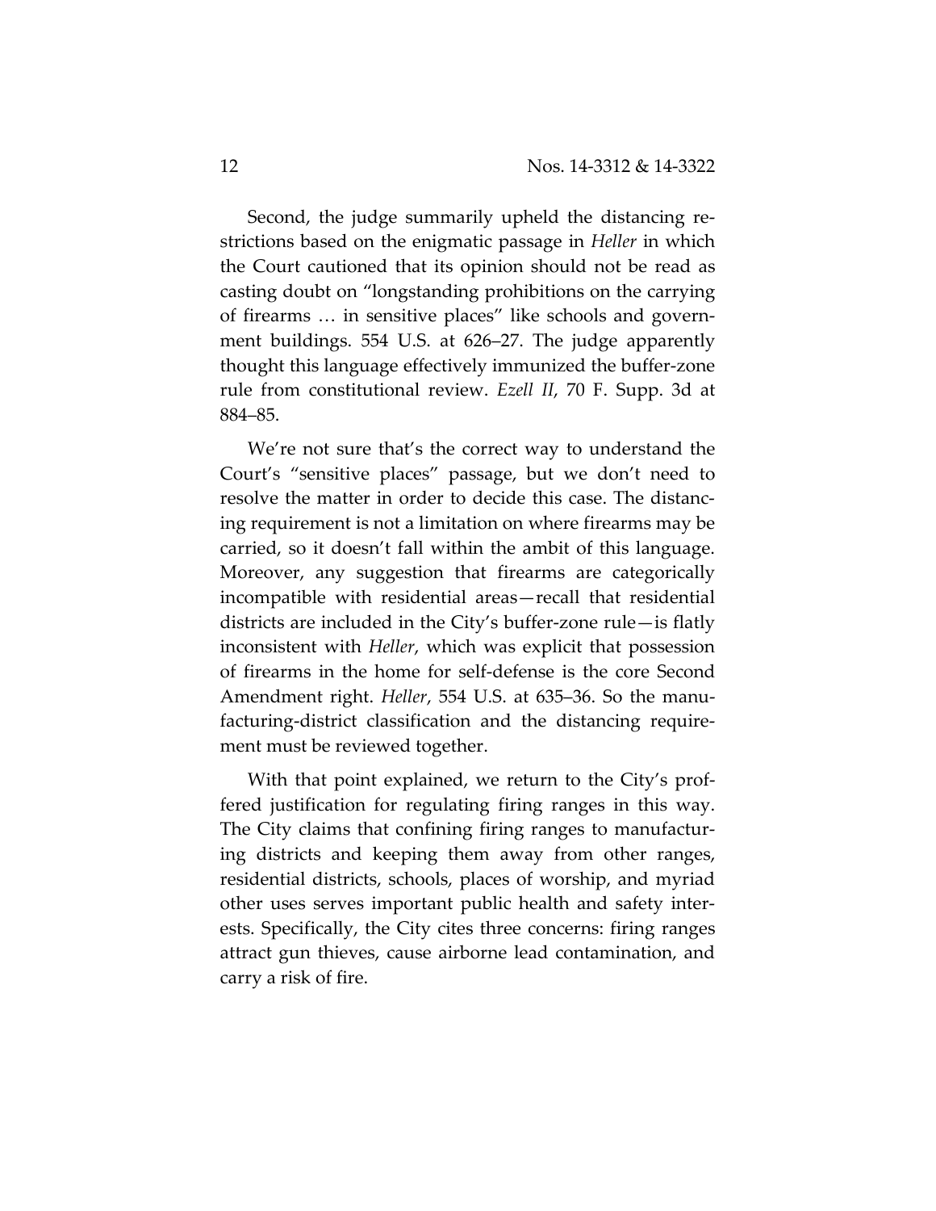Second, the judge summarily upheld the distancing restrictions based on the enigmatic passage in *Heller* in which the Court cautioned that its opinion should not be read as casting doubt on "longstanding prohibitions on the carrying of firearms … in sensitive places" like schools and government buildings. 554 U.S. at 626–27. The judge apparently thought this language effectively immunized the buffer-zone rule from constitutional review. *Ezell II*, 70 F. Supp. 3d at 884–85.

We're not sure that's the correct way to understand the Court's "sensitive places" passage, but we don't need to resolve the matter in order to decide this case. The distancing requirement is not a limitation on where firearms may be carried, so it doesn't fall within the ambit of this language. Moreover, any suggestion that firearms are categorically incompatible with residential areas—recall that residential districts are included in the City's buffer-zone rule—is flatly inconsistent with *Heller*, which was explicit that possession of firearms in the home for self-defense is the core Second Amendment right. *Heller*, 554 U.S. at 635–36. So the manufacturing-district classification and the distancing requirement must be reviewed together.

With that point explained, we return to the City's proffered justification for regulating firing ranges in this way. The City claims that confining firing ranges to manufacturing districts and keeping them away from other ranges, residential districts, schools, places of worship, and myriad other uses serves important public health and safety interests. Specifically, the City cites three concerns: firing ranges attract gun thieves, cause airborne lead contamination, and carry a risk of fire.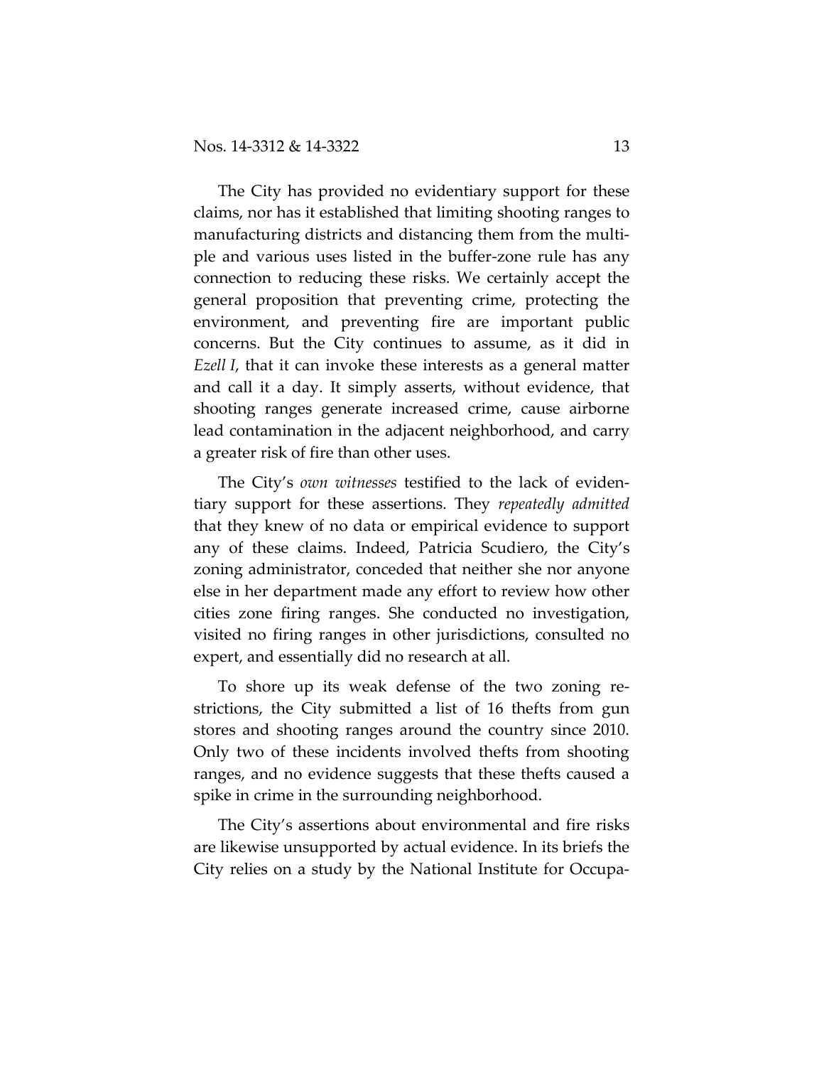The City has provided no evidentiary support for these claims, nor has it established that limiting shooting ranges to manufacturing districts and distancing them from the multiple and various uses listed in the buffer-zone rule has any connection to reducing these risks. We certainly accept the general proposition that preventing crime, protecting the environment, and preventing fire are important public concerns. But the City continues to assume, as it did in *Ezell I*, that it can invoke these interests as a general matter and call it a day. It simply asserts, without evidence, that shooting ranges generate increased crime, cause airborne lead contamination in the adjacent neighborhood, and carry a greater risk of fire than other uses.

The City's *own witnesses* testified to the lack of evidentiary support for these assertions. They *repeatedly admitted* that they knew of no data or empirical evidence to support any of these claims. Indeed, Patricia Scudiero, the City's zoning administrator, conceded that neither she nor anyone else in her department made any effort to review how other cities zone firing ranges. She conducted no investigation, visited no firing ranges in other jurisdictions, consulted no expert, and essentially did no research at all.

To shore up its weak defense of the two zoning restrictions, the City submitted a list of 16 thefts from gun stores and shooting ranges around the country since 2010. Only two of these incidents involved thefts from shooting ranges, and no evidence suggests that these thefts caused a spike in crime in the surrounding neighborhood.

The City's assertions about environmental and fire risks are likewise unsupported by actual evidence. In its briefs the City relies on a study by the National Institute for Occupa-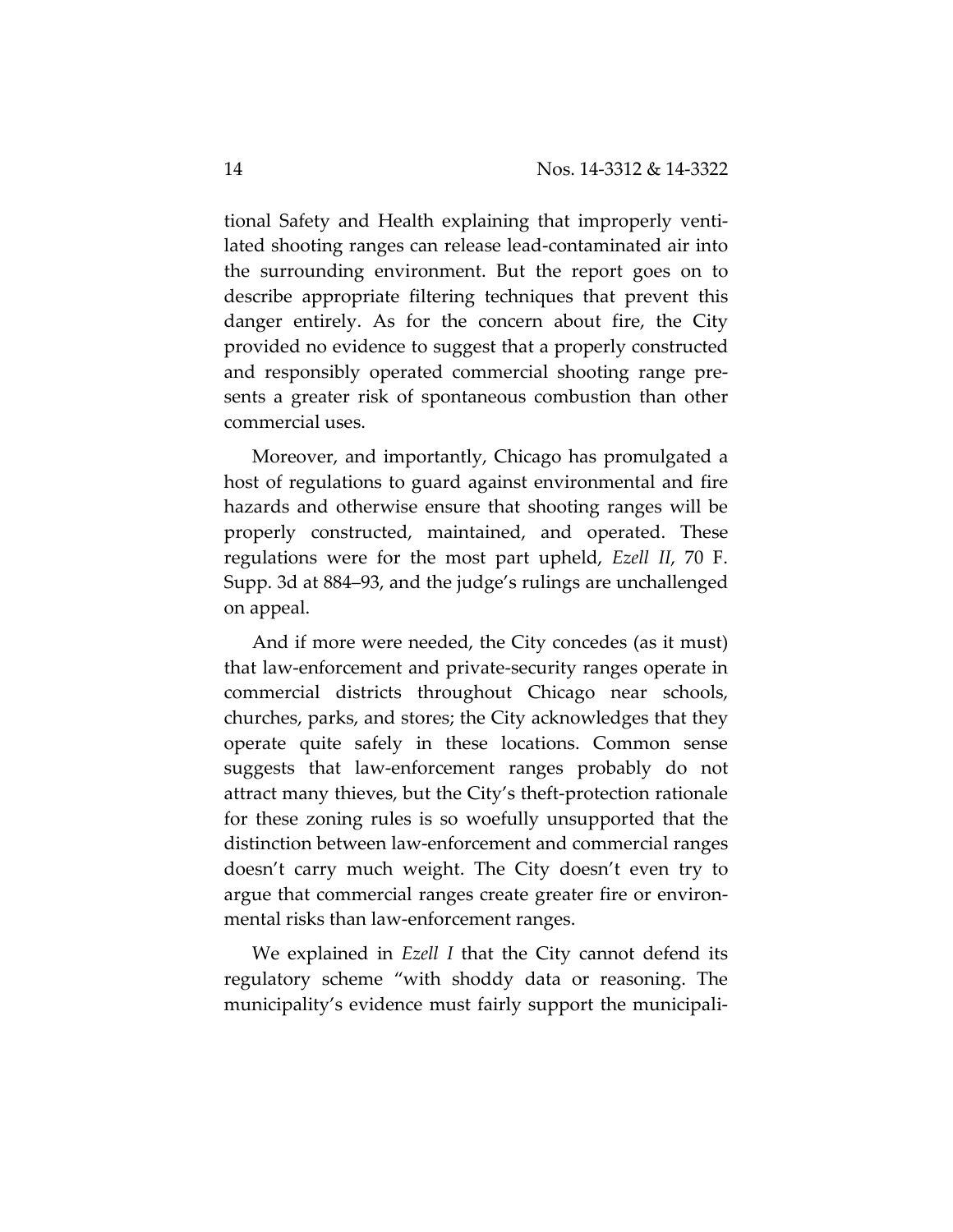tional Safety and Health explaining that improperly ventilated shooting ranges can release lead-contaminated air into the surrounding environment. But the report goes on to describe appropriate filtering techniques that prevent this danger entirely. As for the concern about fire, the City provided no evidence to suggest that a properly constructed and responsibly operated commercial shooting range presents a greater risk of spontaneous combustion than other commercial uses.

Moreover, and importantly, Chicago has promulgated a host of regulations to guard against environmental and fire hazards and otherwise ensure that shooting ranges will be properly constructed, maintained, and operated. These regulations were for the most part upheld, *Ezell II*, 70 F. Supp. 3d at 884–93, and the judge's rulings are unchallenged on appeal.

And if more were needed, the City concedes (as it must) that law-enforcement and private-security ranges operate in commercial districts throughout Chicago near schools, churches, parks, and stores; the City acknowledges that they operate quite safely in these locations. Common sense suggests that law-enforcement ranges probably do not attract many thieves, but the City's theft-protection rationale for these zoning rules is so woefully unsupported that the distinction between law-enforcement and commercial ranges doesn't carry much weight. The City doesn't even try to argue that commercial ranges create greater fire or environmental risks than law-enforcement ranges.

We explained in *Ezell I* that the City cannot defend its regulatory scheme "with shoddy data or reasoning. The municipality's evidence must fairly support the municipali-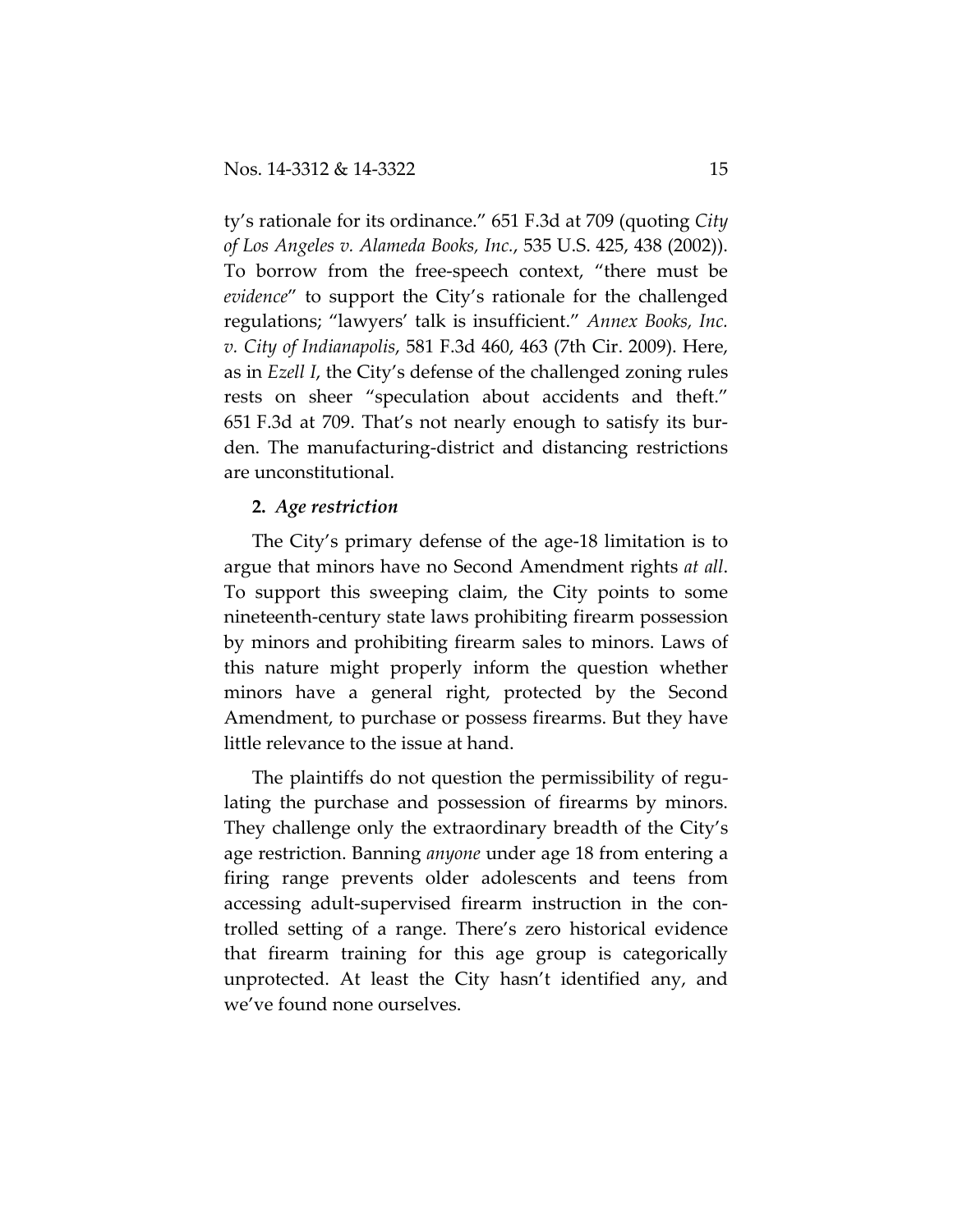ty's rationale for its ordinance." 651 F.3d at 709 (quoting *City of Los Angeles v. Alameda Books, Inc.*, 535 U.S. 425, 438 (2002)). To borrow from the free-speech context, "there must be *evidence*" to support the City's rationale for the challenged regulations; "lawyers' talk is insufficient." *Annex Books, Inc. v. City of Indianapolis*, 581 F.3d 460, 463 (7th Cir. 2009). Here, as in *Ezell I*, the City's defense of the challenged zoning rules rests on sheer "speculation about accidents and theft." 651 F.3d at 709. That's not nearly enough to satisfy its burden. The manufacturing-district and distancing restrictions are unconstitutional.

**2.** ***Age restriction***

The City's primary defense of the age-18 limitation is to argue that minors have no Second Amendment rights *at all*. To support this sweeping claim, the City points to some nineteenth-century state laws prohibiting firearm possession by minors and prohibiting firearm sales to minors. Laws of this nature might properly inform the question whether minors have a general right, protected by the Second Amendment, to purchase or possess firearms. But they have little relevance to the issue at hand.

The plaintiffs do not question the permissibility of regulating the purchase and possession of firearms by minors. They challenge only the extraordinary breadth of the City's age restriction. Banning *anyone* under age 18 from entering a firing range prevents older adolescents and teens from accessing adult-supervised firearm instruction in the controlled setting of a range. There's zero historical evidence that firearm training for this age group is categorically unprotected. At least the City hasn't identified any, and we've found none ourselves.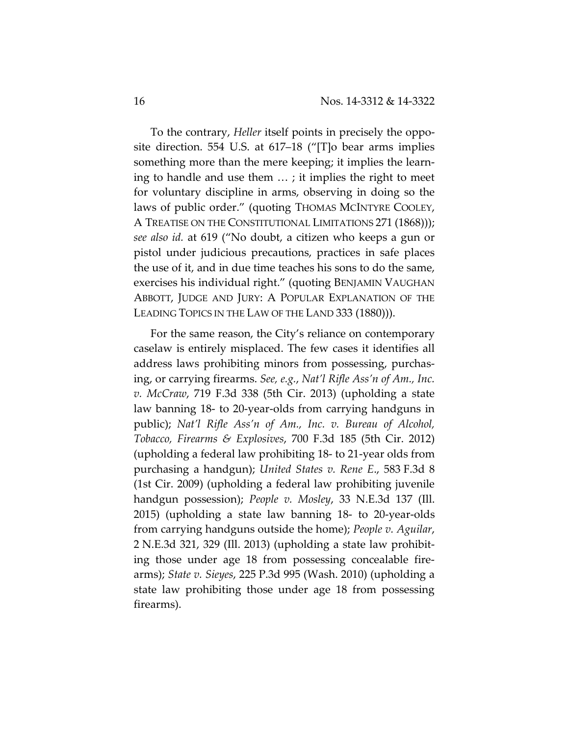To the contrary, *Heller* itself points in precisely the opposite direction. 554 U.S. at 617–18 ("[T]o bear arms implies something more than the mere keeping; it implies the learning to handle and use them … ; it implies the right to meet for voluntary discipline in arms, observing in doing so the laws of public order." (quoting THOMAS MCINTYRE COOLEY, A TREATISE ON THE CONSTITUTIONAL LIMITATIONS 271 (1868))); *see also id.* at 619 ("No doubt, a citizen who keeps a gun or pistol under judicious precautions, practices in safe places the use of it, and in due time teaches his sons to do the same, exercises his individual right." (quoting BENJAMIN VAUGHAN ABBOTT, JUDGE AND JURY: A POPULAR EXPLANATION OF THE LEADING TOPICS IN THE LAW OF THE LAND 333 (1880))).

For the same reason, the City's reliance on contemporary caselaw is entirely misplaced. The few cases it identifies all address laws prohibiting minors from possessing, purchasing, or carrying firearms. *See, e.g.*, *Nat'l Rifle Ass'n of Am., Inc. v. McCraw*, 719 F.3d 338 (5th Cir. 2013) (upholding a state law banning 18- to 20-year-olds from carrying handguns in public); *Nat'l Rifle Ass'n of Am., Inc. v. Bureau of Alcohol, Tobacco, Firearms & Explosives*, 700 F.3d 185 (5th Cir. 2012) (upholding a federal law prohibiting 18- to 21-year olds from purchasing a handgun); *United States v. Rene E.*, 583 F.3d 8 (1st Cir. 2009) (upholding a federal law prohibiting juvenile handgun possession); *People v. Mosley*, 33 N.E.3d 137 (Ill. 2015) (upholding a state law banning 18- to 20-year-olds from carrying handguns outside the home); *People v. Aguilar*, 2 N.E.3d 321, 329 (Ill. 2013) (upholding a state law prohibiting those under age 18 from possessing concealable firearms); *State v. Sieyes*, 225 P.3d 995 (Wash. 2010) (upholding a state law prohibiting those under age 18 from possessing firearms).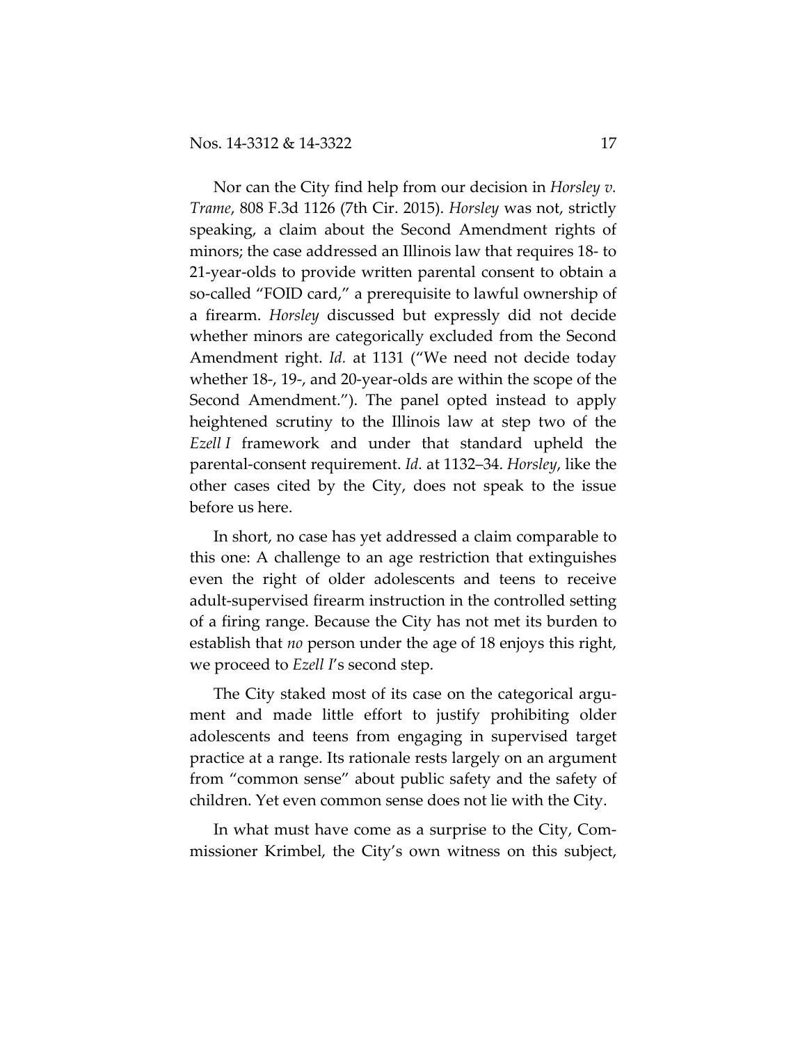Nor can the City find help from our decision in *Horsley v. Trame*, 808 F.3d 1126 (7th Cir. 2015). *Horsley* was not, strictly speaking, a claim about the Second Amendment rights of minors; the case addressed an Illinois law that requires 18- to 21-year-olds to provide written parental consent to obtain a so-called "FOID card," a prerequisite to lawful ownership of a firearm. *Horsley* discussed but expressly did not decide whether minors are categorically excluded from the Second Amendment right. *Id.* at 1131 ("We need not decide today whether 18-, 19-, and 20-year-olds are within the scope of the Second Amendment."). The panel opted instead to apply heightened scrutiny to the Illinois law at step two of the *Ezell I* framework and under that standard upheld the parental-consent requirement. *Id.* at 1132–34. *Horsley*, like the other cases cited by the City, does not speak to the issue before us here.

In short, no case has yet addressed a claim comparable to this one: A challenge to an age restriction that extinguishes even the right of older adolescents and teens to receive adult-supervised firearm instruction in the controlled setting of a firing range. Because the City has not met its burden to establish that *no* person under the age of 18 enjoys this right, we proceed to *Ezell I*'s second step.

The City staked most of its case on the categorical argument and made little effort to justify prohibiting older adolescents and teens from engaging in supervised target practice at a range. Its rationale rests largely on an argument from "common sense" about public safety and the safety of children. Yet even common sense does not lie with the City.

In what must have come as a surprise to the City, Commissioner Krimbel, the City's own witness on this subject,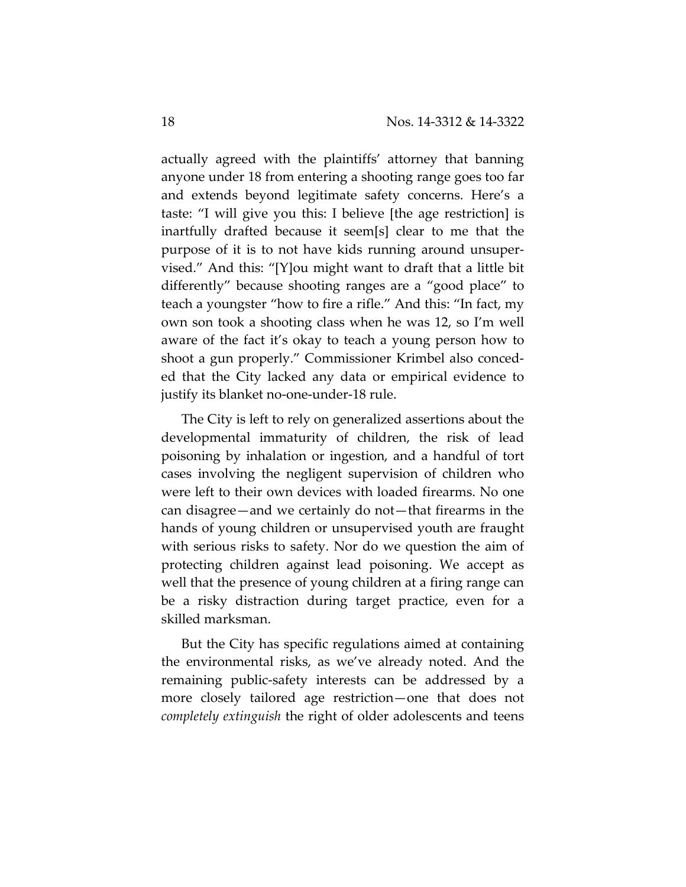actually agreed with the plaintiffs' attorney that banning anyone under 18 from entering a shooting range goes too far and extends beyond legitimate safety concerns. Here's a taste: "I will give you this: I believe [the age restriction] is inartfully drafted because it seem[s] clear to me that the purpose of it is to not have kids running around unsupervised." And this: "[Y]ou might want to draft that a little bit differently" because shooting ranges are a "good place" to teach a youngster "how to fire a rifle." And this: "In fact, my own son took a shooting class when he was 12, so I'm well aware of the fact it's okay to teach a young person how to shoot a gun properly." Commissioner Krimbel also conceded that the City lacked any data or empirical evidence to justify its blanket no-one-under-18 rule.

The City is left to rely on generalized assertions about the developmental immaturity of children, the risk of lead poisoning by inhalation or ingestion, and a handful of tort cases involving the negligent supervision of children who were left to their own devices with loaded firearms. No one can disagree—and we certainly do not—that firearms in the hands of young children or unsupervised youth are fraught with serious risks to safety. Nor do we question the aim of protecting children against lead poisoning. We accept as well that the presence of young children at a firing range can be a risky distraction during target practice, even for a skilled marksman.

But the City has specific regulations aimed at containing the environmental risks, as we've already noted. And the remaining public-safety interests can be addressed by a more closely tailored age restriction—one that does not *completely extinguish* the right of older adolescents and teens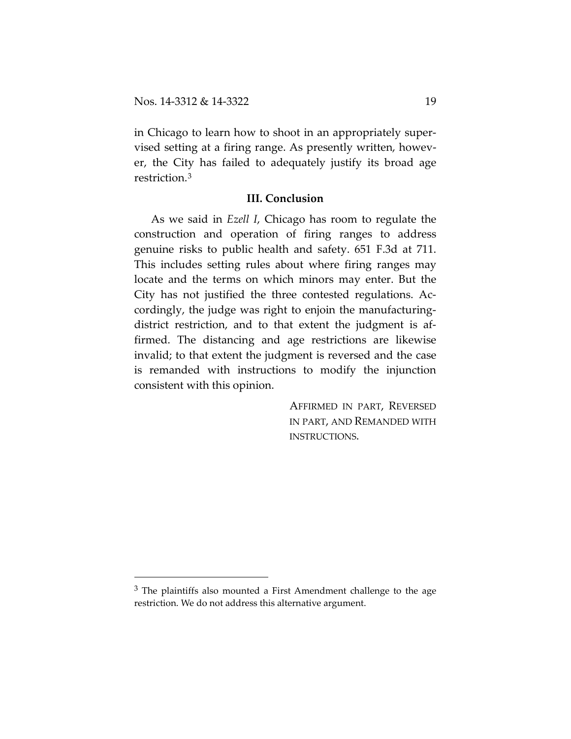in Chicago to learn how to shoot in an appropriately supervised setting at a firing range. As presently written, however, the City has failed to adequately justify its broad age restriction.[3]

### III. Conclusion

As we said in *Ezell I*, Chicago has room to regulate the construction and operation of firing ranges to address genuine risks to public health and safety. 651 F.3d at 711. This includes setting rules about where firing ranges may locate and the terms on which minors may enter. But the City has not justified the three contested regulations. Accordingly, the judge was right to enjoin the manufacturing-district restriction, and to that extent the judgment is affirmed. The distancing and age restrictions are likewise invalid; to that extent the judgment is reversed and the case is remanded with instructions to modify the injunction consistent with this opinion.

AFFIRMED IN PART, REVERSED IN PART, AND REMANDED WITH INSTRUCTIONS.

---

[3] The plaintiffs also mounted a First Amendment challenge to the age restriction. We do not address this alternative argument.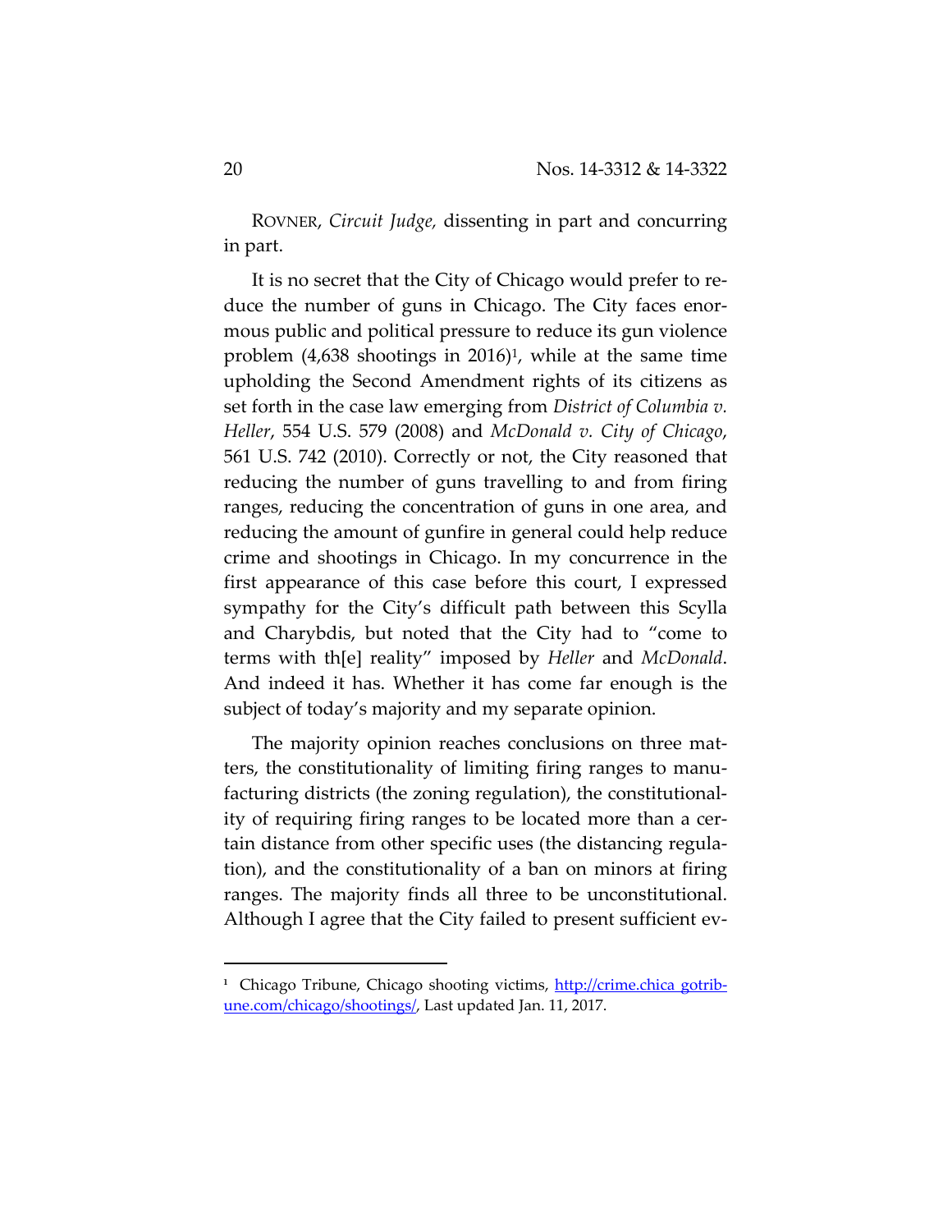ROVNER, *Circuit Judge,* dissenting in part and concurring in part.

It is no secret that the City of Chicago would prefer to reduce the number of guns in Chicago. The City faces enormous public and political pressure to reduce its gun violence problem (4,638 shootings in 2016)[1], while at the same time upholding the Second Amendment rights of its citizens as set forth in the case law emerging from *District of Columbia v. Heller*, 554 U.S. 579 (2008) and *McDonald v. City of Chicago*, 561 U.S. 742 (2010). Correctly or not, the City reasoned that reducing the number of guns travelling to and from firing ranges, reducing the concentration of guns in one area, and reducing the amount of gunfire in general could help reduce crime and shootings in Chicago. In my concurrence in the first appearance of this case before this court, I expressed sympathy for the City's difficult path between this Scylla and Charybdis, but noted that the City had to "come to terms with th[e] reality" imposed by *Heller* and *McDonald*. And indeed it has. Whether it has come far enough is the subject of today's majority and my separate opinion.

The majority opinion reaches conclusions on three matters, the constitutionality of limiting firing ranges to manufacturing districts (the zoning regulation), the constitutionality of requiring firing ranges to be located more than a certain distance from other specific uses (the distancing regulation), and the constitutionality of a ban on minors at firing ranges. The majority finds all three to be unconstitutional. Although I agree that the City failed to present sufficient ev-

[1] Chicago Tribune, Chicago shooting victims, http://crime.chica gotribune.com/chicago/shootings/, Last updated Jan. 11, 2017.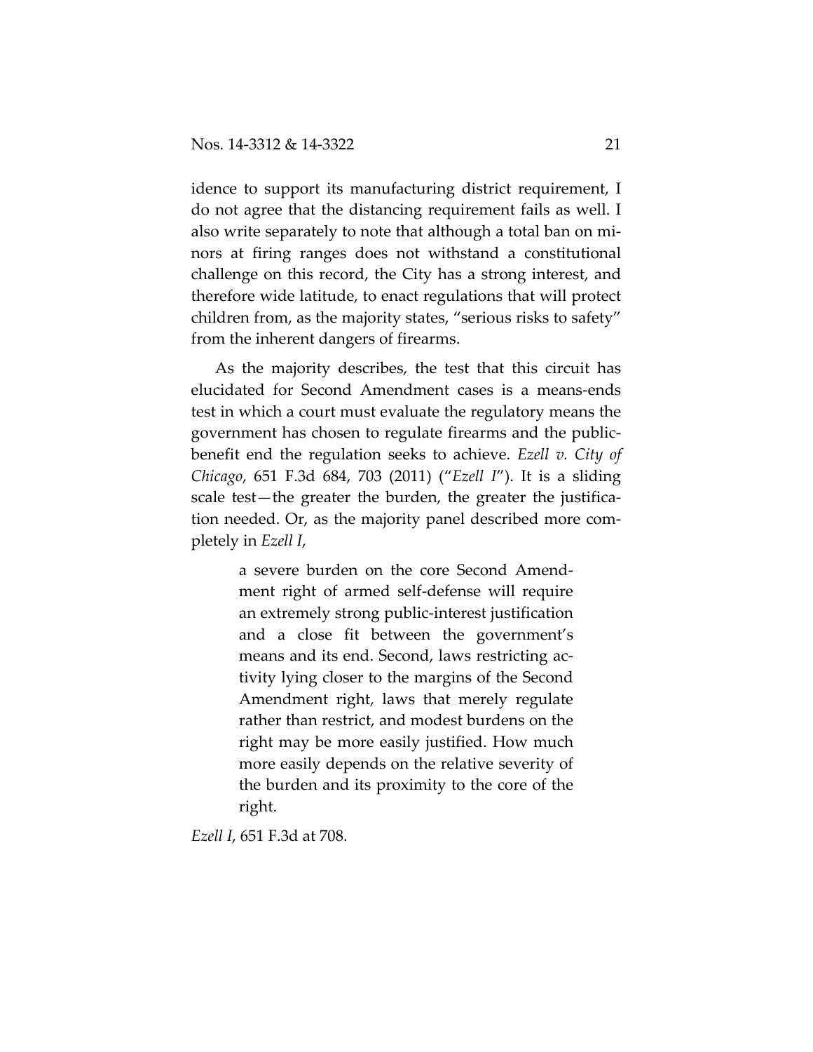idence to support its manufacturing district requirement, I do not agree that the distancing requirement fails as well. I also write separately to note that although a total ban on minors at firing ranges does not withstand a constitutional challenge on this record, the City has a strong interest, and therefore wide latitude, to enact regulations that will protect children from, as the majority states, "serious risks to safety" from the inherent dangers of firearms.

As the majority describes, the test that this circuit has elucidated for Second Amendment cases is a means-ends test in which a court must evaluate the regulatory means the government has chosen to regulate firearms and the public-benefit end the regulation seeks to achieve. *Ezell v. City of Chicago*, 651 F.3d 684, 703 (2011) ("*Ezell I*"). It is a sliding scale test—the greater the burden, the greater the justification needed. Or, as the majority panel described more completely in *Ezell I*,

> a severe burden on the core Second Amendment right of armed self-defense will require an extremely strong public-interest justification and a close fit between the government's means and its end. Second, laws restricting activity lying closer to the margins of the Second Amendment right, laws that merely regulate rather than restrict, and modest burdens on the right may be more easily justified. How much more easily depends on the relative severity of the burden and its proximity to the core of the right.

*Ezell I*, 651 F.3d at 708.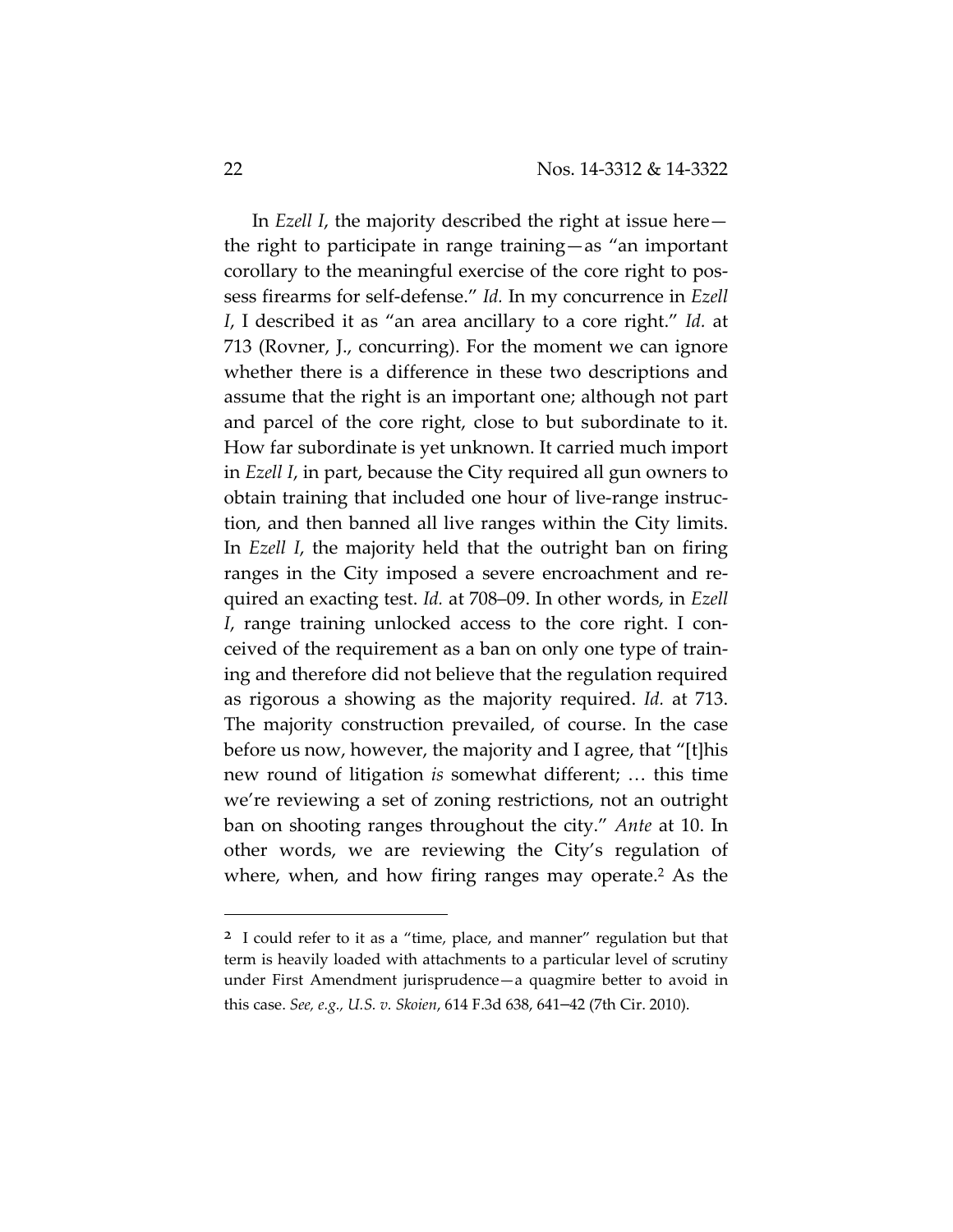In *Ezell I*, the majority described the right at issue here—the right to participate in range training—as "an important corollary to the meaningful exercise of the core right to possess firearms for self-defense." *Id.* In my concurrence in *Ezell I*, I described it as "an area ancillary to a core right." *Id.* at 713 (Rovner, J., concurring). For the moment we can ignore whether there is a difference in these two descriptions and assume that the right is an important one; although not part and parcel of the core right, close to but subordinate to it. How far subordinate is yet unknown. It carried much import in *Ezell I*, in part, because the City required all gun owners to obtain training that included one hour of live-range instruction, and then banned all live ranges within the City limits. In *Ezell I*, the majority held that the outright ban on firing ranges in the City imposed a severe encroachment and required an exacting test. *Id.* at 708–09. In other words, in *Ezell I*, range training unlocked access to the core right. I conceived of the requirement as a ban on only one type of training and therefore did not believe that the regulation required as rigorous a showing as the majority required. *Id.* at 713. The majority construction prevailed, of course. In the case before us now, however, the majority and I agree, that "[t]his new round of litigation *is* somewhat different; … this time we're reviewing a set of zoning restrictions, not an outright ban on shooting ranges throughout the city." *Ante* at 10. In other words, we are reviewing the City's regulation of where, when, and how firing ranges may operate.[2] As the

[2] I could refer to it as a "time, place, and manner" regulation but that term is heavily loaded with attachments to a particular level of scrutiny under First Amendment jurisprudence—a quagmire better to avoid in this case. *See, e.g., U.S. v. Skoien*, 614 F.3d 638, 641–42 (7th Cir. 2010).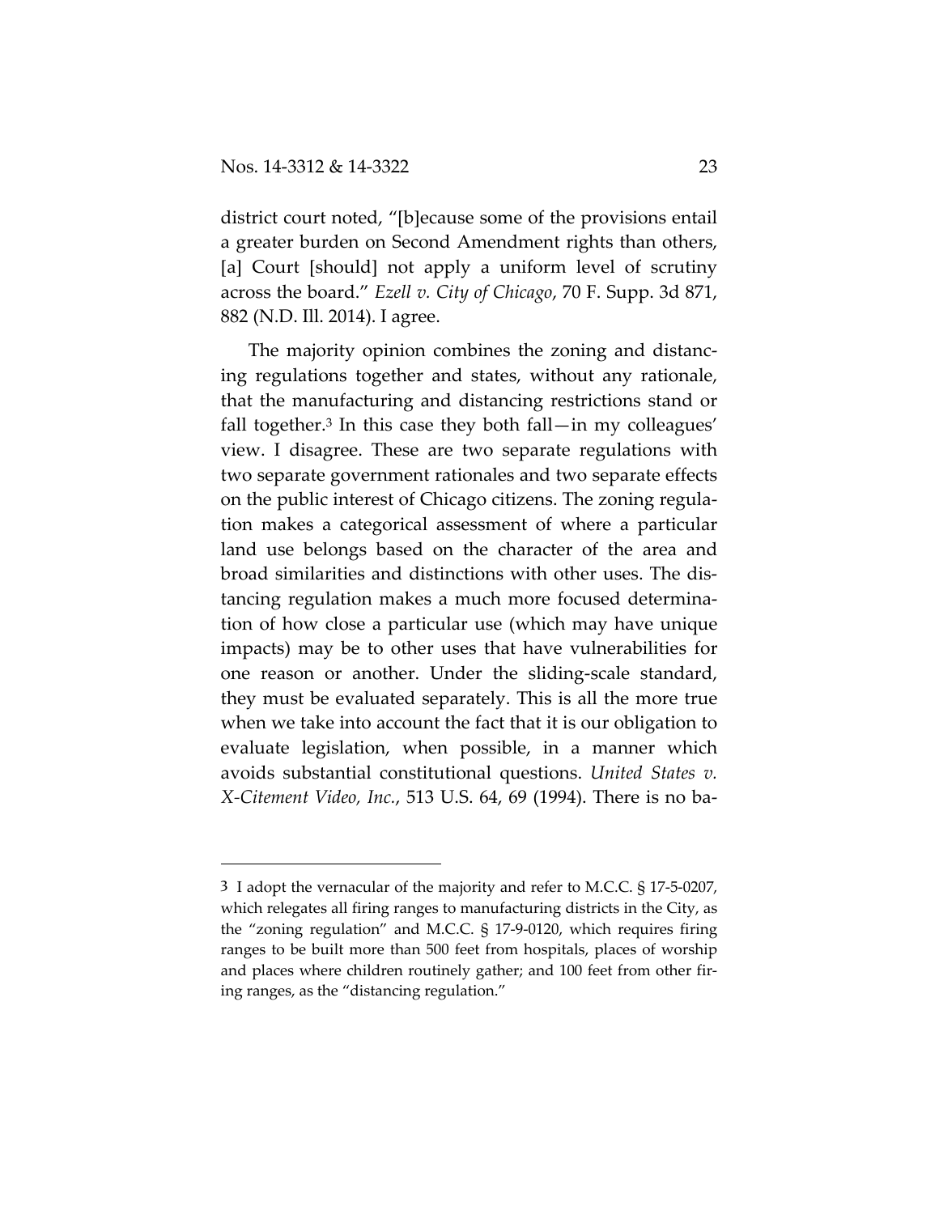district court noted, "[b]ecause some of the provisions entail a greater burden on Second Amendment rights than others, [a] Court [should] not apply a uniform level of scrutiny across the board." *Ezell v. City of Chicago*, 70 F. Supp. 3d 871, 882 (N.D. Ill. 2014). I agree.

The majority opinion combines the zoning and distancing regulations together and states, without any rationale, that the manufacturing and distancing restrictions stand or fall together.[3] In this case they both fall—in my colleagues' view. I disagree. These are two separate regulations with two separate government rationales and two separate effects on the public interest of Chicago citizens. The zoning regulation makes a categorical assessment of where a particular land use belongs based on the character of the area and broad similarities and distinctions with other uses. The distancing regulation makes a much more focused determination of how close a particular use (which may have unique impacts) may be to other uses that have vulnerabilities for one reason or another. Under the sliding-scale standard, they must be evaluated separately. This is all the more true when we take into account the fact that it is our obligation to evaluate legislation, when possible, in a manner which avoids substantial constitutional questions. *United States v. X-Citement Video, Inc.*, 513 U.S. 64, 69 (1994). There is no ba-

---

[3] I adopt the vernacular of the majority and refer to M.C.C. § 17-5-0207, which relegates all firing ranges to manufacturing districts in the City, as the "zoning regulation" and M.C.C. § 17-9-0120, which requires firing ranges to be built more than 500 feet from hospitals, places of worship and places where children routinely gather; and 100 feet from other firing ranges, as the "distancing regulation."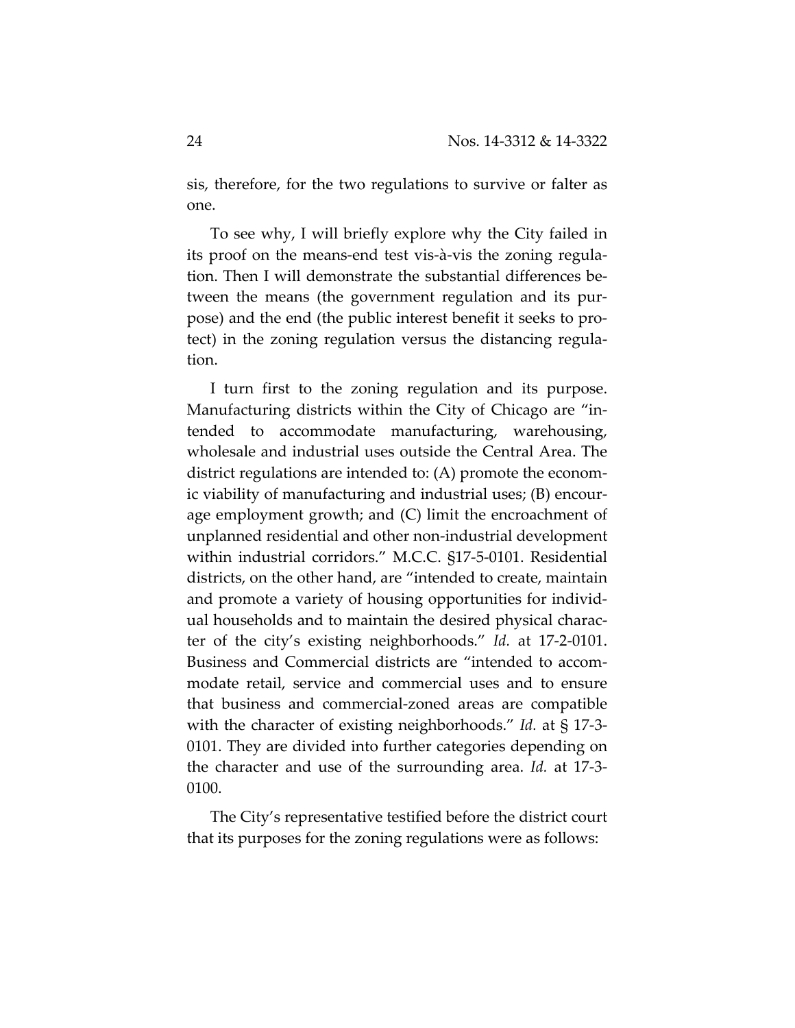sis, therefore, for the two regulations to survive or falter as one.

To see why, I will briefly explore why the City failed in its proof on the means-end test vis-à-vis the zoning regulation. Then I will demonstrate the substantial differences between the means (the government regulation and its purpose) and the end (the public interest benefit it seeks to protect) in the zoning regulation versus the distancing regulation.

I turn first to the zoning regulation and its purpose. Manufacturing districts within the City of Chicago are "intended to accommodate manufacturing, warehousing, wholesale and industrial uses outside the Central Area. The district regulations are intended to: (A) promote the economic viability of manufacturing and industrial uses; (B) encourage employment growth; and (C) limit the encroachment of unplanned residential and other non-industrial development within industrial corridors." M.C.C. §17-5-0101. Residential districts, on the other hand, are "intended to create, maintain and promote a variety of housing opportunities for individual households and to maintain the desired physical character of the city's existing neighborhoods." *Id.* at 17-2-0101. Business and Commercial districts are "intended to accommodate retail, service and commercial uses and to ensure that business and commercial-zoned areas are compatible with the character of existing neighborhoods." *Id.* at § 17-3-0101. They are divided into further categories depending on the character and use of the surrounding area. *Id.* at 17-3-0100.

The City's representative testified before the district court that its purposes for the zoning regulations were as follows: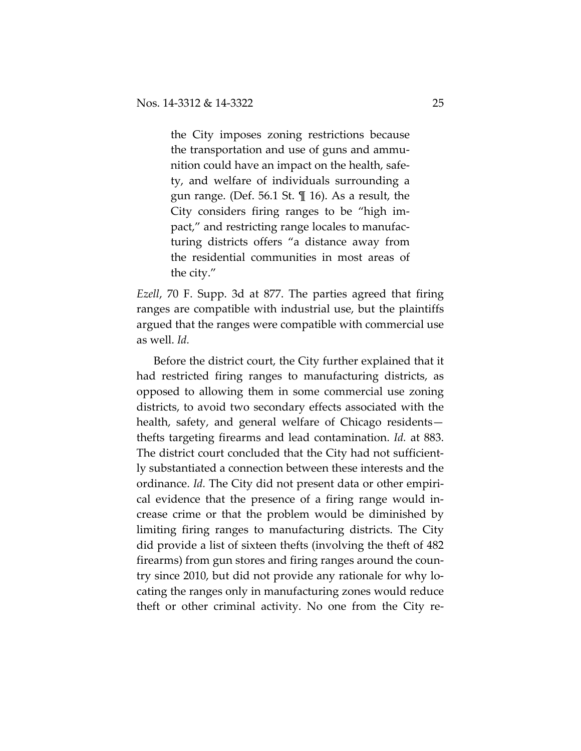> the City imposes zoning restrictions because the transportation and use of guns and ammunition could have an impact on the health, safety, and welfare of individuals surrounding a gun range. (Def. 56.1 St. ¶ 16). As a result, the City considers firing ranges to be "high impact," and restricting range locales to manufacturing districts offers "a distance away from the residential communities in most areas of the city."

*Ezell*, 70 F. Supp. 3d at 877. The parties agreed that firing ranges are compatible with industrial use, but the plaintiffs argued that the ranges were compatible with commercial use as well. *Id.*

Before the district court, the City further explained that it had restricted firing ranges to manufacturing districts, as opposed to allowing them in some commercial use zoning districts, to avoid two secondary effects associated with the health, safety, and general welfare of Chicago residents—thefts targeting firearms and lead contamination. *Id.* at 883. The district court concluded that the City had not sufficiently substantiated a connection between these interests and the ordinance. *Id.* The City did not present data or other empirical evidence that the presence of a firing range would increase crime or that the problem would be diminished by limiting firing ranges to manufacturing districts. The City did provide a list of sixteen thefts (involving the theft of 482 firearms) from gun stores and firing ranges around the country since 2010, but did not provide any rationale for why locating the ranges only in manufacturing zones would reduce theft or other criminal activity. No one from the City re-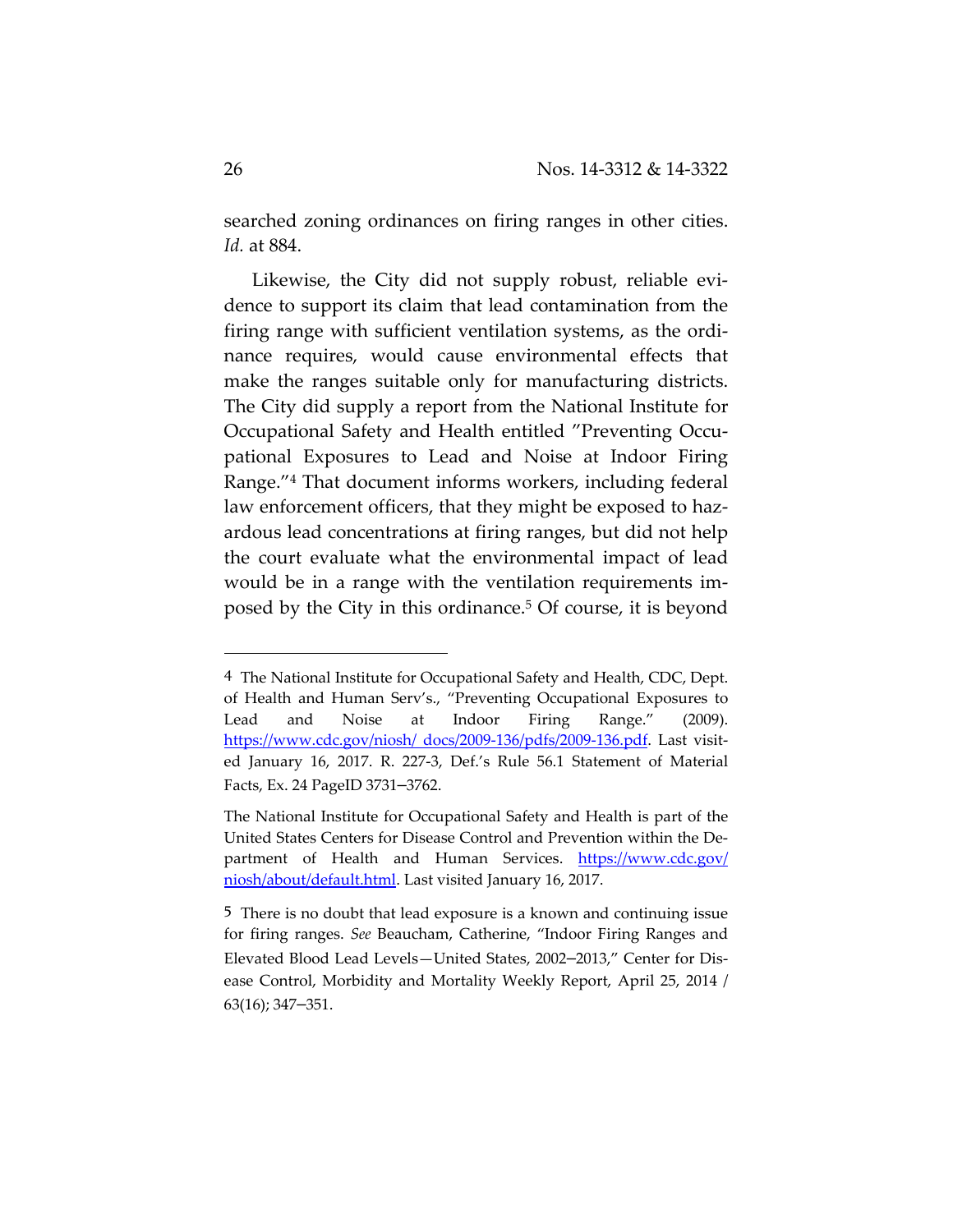searched zoning ordinances on firing ranges in other cities. *Id.* at 884.

Likewise, the City did not supply robust, reliable evidence to support its claim that lead contamination from the firing range with sufficient ventilation systems, as the ordinance requires, would cause environmental effects that make the ranges suitable only for manufacturing districts. The City did supply a report from the National Institute for Occupational Safety and Health entitled "Preventing Occupational Exposures to Lead and Noise at Indoor Firing Range."[4] That document informs workers, including federal law enforcement officers, that they might be exposed to hazardous lead concentrations at firing ranges, but did not help the court evaluate what the environmental impact of lead would be in a range with the ventilation requirements imposed by the City in this ordinance.[5] Of course, it is beyond

---

4 The National Institute for Occupational Safety and Health, CDC, Dept. of Health and Human Serv's., "Preventing Occupational Exposures to Lead and Noise at Indoor Firing Range." (2009). https://www.cdc.gov/niosh/ docs/2009-136/pdfs/2009-136.pdf. Last visited January 16, 2017. R. 227-3, Def.'s Rule 56.1 Statement of Material Facts, Ex. 24 PageID 3731–3762.

The National Institute for Occupational Safety and Health is part of the United States Centers for Disease Control and Prevention within the Department of Health and Human Services. https://www.cdc.gov/niosh/about/default.html. Last visited January 16, 2017.

5 There is no doubt that lead exposure is a known and continuing issue for firing ranges. *See* Beaucham, Catherine, "Indoor Firing Ranges and Elevated Blood Lead Levels—United States, 2002–2013," Center for Disease Control, Morbidity and Mortality Weekly Report, April 25, 2014 / 63(16); 347–351.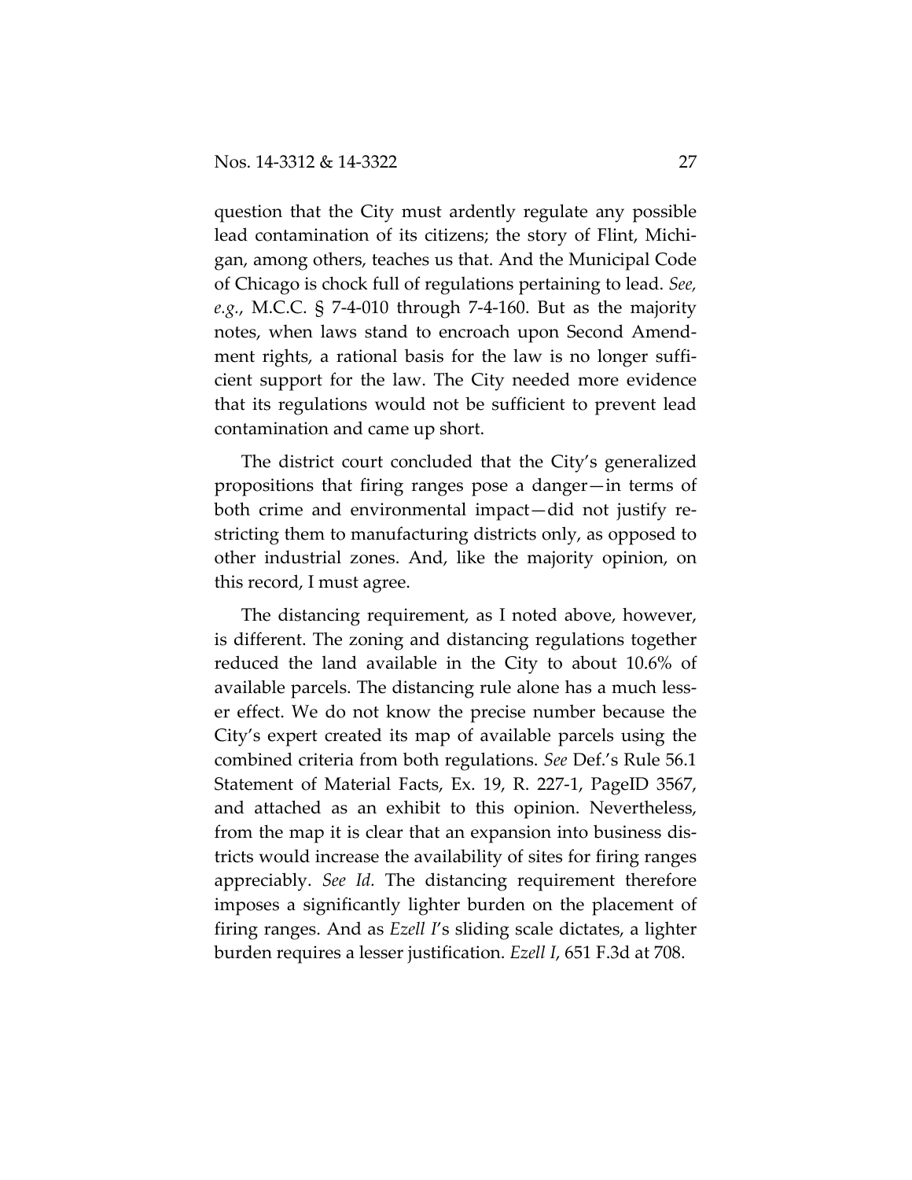question that the City must ardently regulate any possible lead contamination of its citizens; the story of Flint, Michigan, among others, teaches us that. And the Municipal Code of Chicago is chock full of regulations pertaining to lead. *See, e.g.*, M.C.C. § 7-4-010 through 7-4-160. But as the majority notes, when laws stand to encroach upon Second Amendment rights, a rational basis for the law is no longer sufficient support for the law. The City needed more evidence that its regulations would not be sufficient to prevent lead contamination and came up short.

The district court concluded that the City's generalized propositions that firing ranges pose a danger—in terms of both crime and environmental impact—did not justify restricting them to manufacturing districts only, as opposed to other industrial zones. And, like the majority opinion, on this record, I must agree.

The distancing requirement, as I noted above, however, is different. The zoning and distancing regulations together reduced the land available in the City to about 10.6% of available parcels. The distancing rule alone has a much lesser effect. We do not know the precise number because the City's expert created its map of available parcels using the combined criteria from both regulations. *See* Def.'s Rule 56.1 Statement of Material Facts, Ex. 19, R. 227-1, PageID 3567, and attached as an exhibit to this opinion. Nevertheless, from the map it is clear that an expansion into business districts would increase the availability of sites for firing ranges appreciably. *See Id.* The distancing requirement therefore imposes a significantly lighter burden on the placement of firing ranges. And as *Ezell I*'s sliding scale dictates, a lighter burden requires a lesser justification. *Ezell I*, 651 F.3d at 708.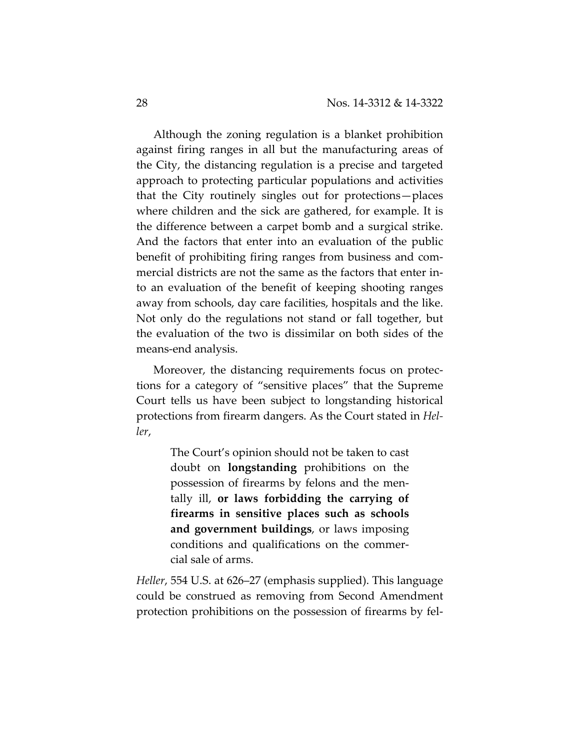Although the zoning regulation is a blanket prohibition against firing ranges in all but the manufacturing areas of the City, the distancing regulation is a precise and targeted approach to protecting particular populations and activities that the City routinely singles out for protections—places where children and the sick are gathered, for example. It is the difference between a carpet bomb and a surgical strike. And the factors that enter into an evaluation of the public benefit of prohibiting firing ranges from business and commercial districts are not the same as the factors that enter into an evaluation of the benefit of keeping shooting ranges away from schools, day care facilities, hospitals and the like. Not only do the regulations not stand or fall together, but the evaluation of the two is dissimilar on both sides of the means-end analysis.

Moreover, the distancing requirements focus on protections for a category of "sensitive places" that the Supreme Court tells us have been subject to longstanding historical protections from firearm dangers. As the Court stated in *Heller*,

> The Court's opinion should not be taken to cast doubt on **longstanding** prohibitions on the possession of firearms by felons and the mentally ill, **or laws forbidding the carrying of firearms in sensitive places such as schools and government buildings**, or laws imposing conditions and qualifications on the commercial sale of arms.

*Heller*, 554 U.S. at 626–27 (emphasis supplied). This language could be construed as removing from Second Amendment protection prohibitions on the possession of firearms by fel-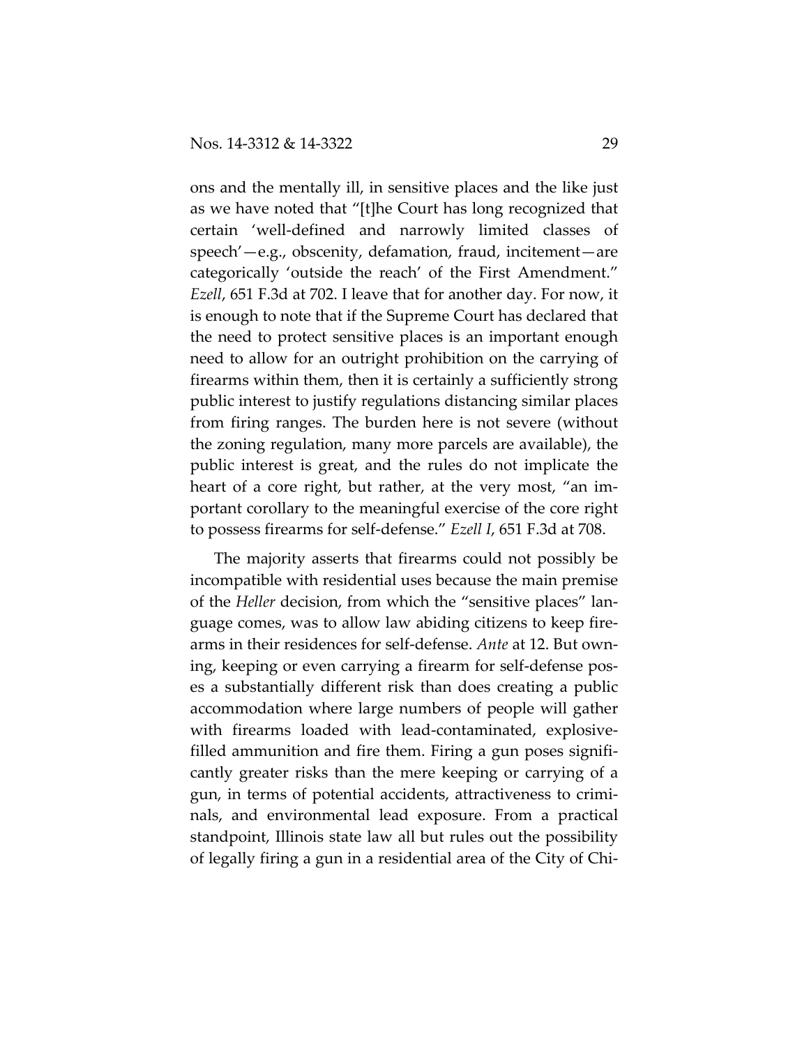ons and the mentally ill, in sensitive places and the like just as we have noted that "[t]he Court has long recognized that certain 'well-defined and narrowly limited classes of speech'—e.g., obscenity, defamation, fraud, incitement—are categorically 'outside the reach' of the First Amendment." *Ezell*, 651 F.3d at 702. I leave that for another day. For now, it is enough to note that if the Supreme Court has declared that the need to protect sensitive places is an important enough need to allow for an outright prohibition on the carrying of firearms within them, then it is certainly a sufficiently strong public interest to justify regulations distancing similar places from firing ranges. The burden here is not severe (without the zoning regulation, many more parcels are available), the public interest is great, and the rules do not implicate the heart of a core right, but rather, at the very most, "an important corollary to the meaningful exercise of the core right to possess firearms for self-defense." *Ezell I*, 651 F.3d at 708.

The majority asserts that firearms could not possibly be incompatible with residential uses because the main premise of the *Heller* decision, from which the "sensitive places" language comes, was to allow law abiding citizens to keep firearms in their residences for self-defense. *Ante* at 12. But owning, keeping or even carrying a firearm for self-defense poses a substantially different risk than does creating a public accommodation where large numbers of people will gather with firearms loaded with lead-contaminated, explosive-filled ammunition and fire them. Firing a gun poses significantly greater risks than the mere keeping or carrying of a gun, in terms of potential accidents, attractiveness to criminals, and environmental lead exposure. From a practical standpoint, Illinois state law all but rules out the possibility of legally firing a gun in a residential area of the City of Chi-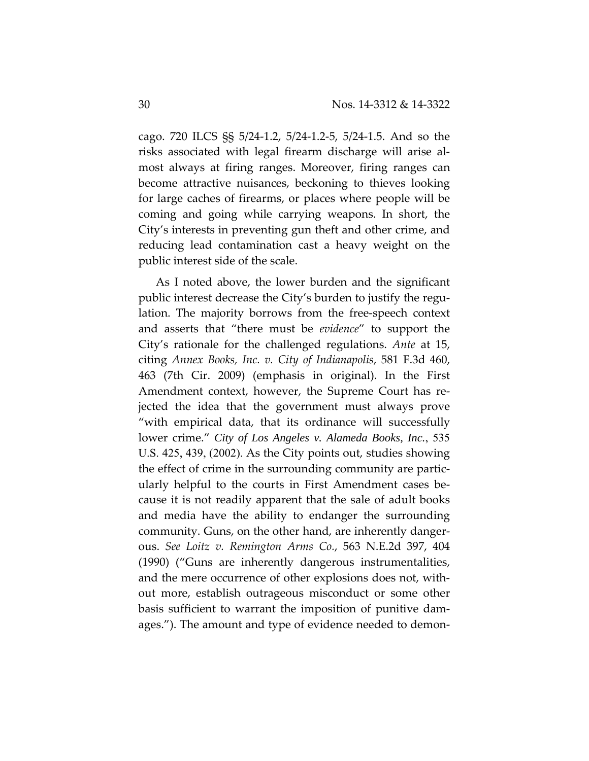cago. 720 ILCS §§ 5/24-1.2, 5/24-1.2-5, 5/24-1.5. And so the risks associated with legal firearm discharge will arise almost always at firing ranges. Moreover, firing ranges can become attractive nuisances, beckoning to thieves looking for large caches of firearms, or places where people will be coming and going while carrying weapons. In short, the City's interests in preventing gun theft and other crime, and reducing lead contamination cast a heavy weight on the public interest side of the scale.

As I noted above, the lower burden and the significant public interest decrease the City's burden to justify the regulation. The majority borrows from the free-speech context and asserts that "there must be *evidence*" to support the City's rationale for the challenged regulations. *Ante* at 15, citing *Annex Books, Inc. v. City of Indianapolis*, 581 F.3d 460, 463 (7th Cir. 2009) (emphasis in original). In the First Amendment context, however, the Supreme Court has rejected the idea that the government must always prove "with empirical data, that its ordinance will successfully lower crime." *City of Los Angeles v. Alameda Books, Inc.*, 535 U.S. 425, 439, (2002). As the City points out, studies showing the effect of crime in the surrounding community are particularly helpful to the courts in First Amendment cases because it is not readily apparent that the sale of adult books and media have the ability to endanger the surrounding community. Guns, on the other hand, are inherently dangerous. *See Loitz v. Remington Arms Co.*, 563 N.E.2d 397, 404 (1990) ("Guns are inherently dangerous instrumentalities, and the mere occurrence of other explosions does not, without more, establish outrageous misconduct or some other basis sufficient to warrant the imposition of punitive damages."). The amount and type of evidence needed to demon-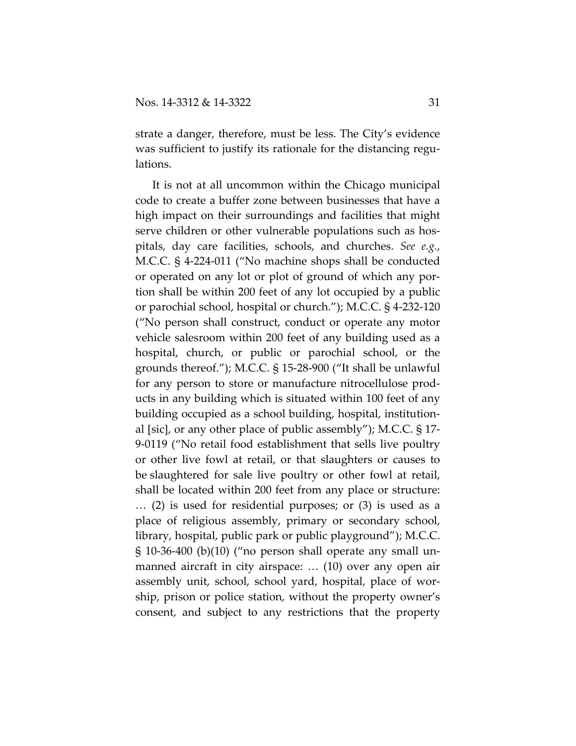strate a danger, therefore, must be less. The City's evidence was sufficient to justify its rationale for the distancing regulations.

It is not at all uncommon within the Chicago municipal code to create a buffer zone between businesses that have a high impact on their surroundings and facilities that might serve children or other vulnerable populations such as hospitals, day care facilities, schools, and churches. *See e.g.*, M.C.C. § 4-224-011 ("No machine shops shall be conducted or operated on any lot or plot of ground of which any portion shall be within 200 feet of any lot occupied by a public or parochial school, hospital or church."); M.C.C. § 4-232-120 ("No person shall construct, conduct or operate any motor vehicle salesroom within 200 feet of any building used as a hospital, church, or public or parochial school, or the grounds thereof."); M.C.C. § 15-28-900 ("It shall be unlawful for any person to store or manufacture nitrocellulose products in any building which is situated within 100 feet of any building occupied as a school building, hospital, institutional [sic], or any other place of public assembly"); M.C.C. § 17-9-0119 ("No retail food establishment that sells live poultry or other live fowl at retail, or that slaughters or causes to be slaughtered for sale live poultry or other fowl at retail, shall be located within 200 feet from any place or structure: … (2) is used for residential purposes; or (3) is used as a place of religious assembly, primary or secondary school, library, hospital, public park or public playground"); M.C.C. § 10-36-400 (b)(10) ("no person shall operate any small unmanned aircraft in city airspace: … (10) over any open air assembly unit, school, school yard, hospital, place of worship, prison or police station, without the property owner's consent, and subject to any restrictions that the property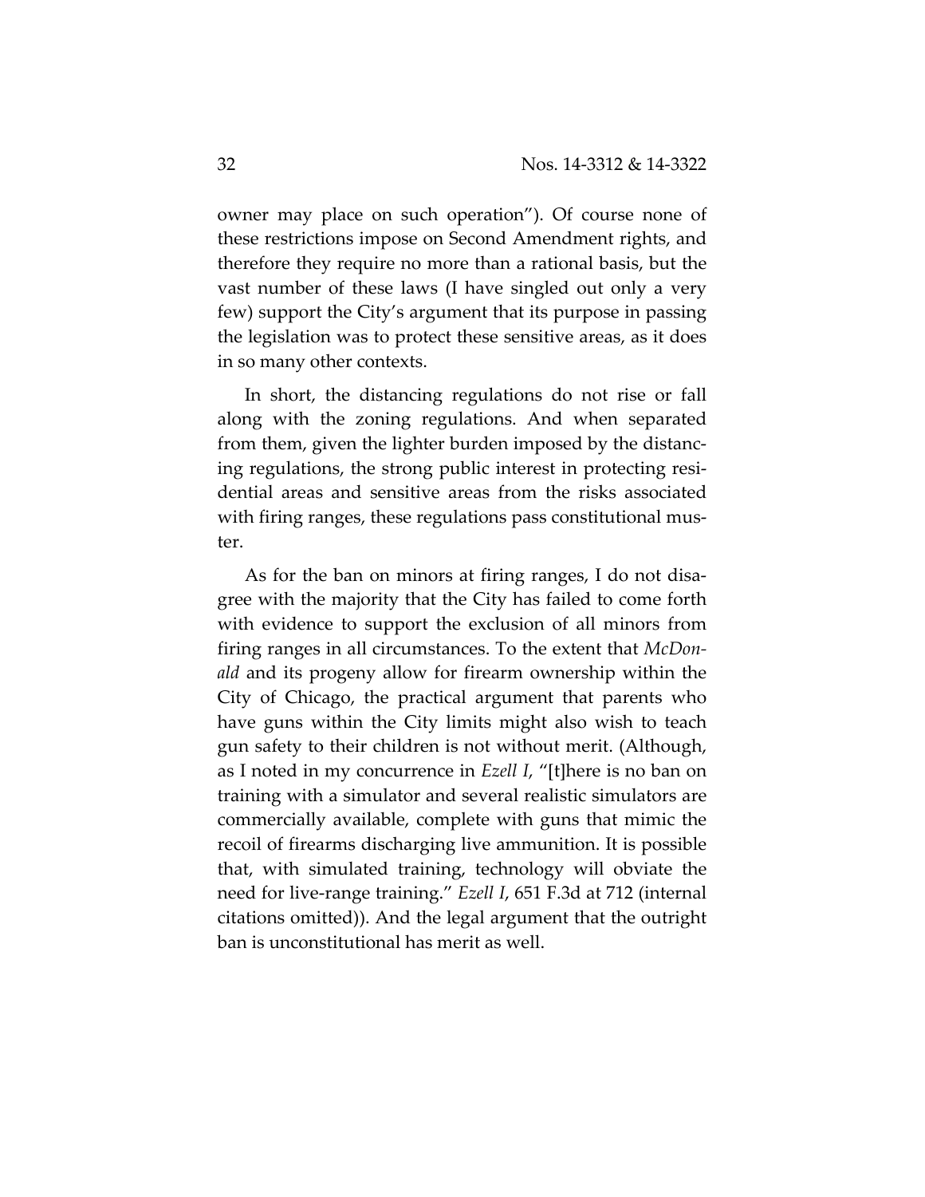owner may place on such operation"). Of course none of these restrictions impose on Second Amendment rights, and therefore they require no more than a rational basis, but the vast number of these laws (I have singled out only a very few) support the City's argument that its purpose in passing the legislation was to protect these sensitive areas, as it does in so many other contexts.

In short, the distancing regulations do not rise or fall along with the zoning regulations. And when separated from them, given the lighter burden imposed by the distancing regulations, the strong public interest in protecting residential areas and sensitive areas from the risks associated with firing ranges, these regulations pass constitutional muster.

As for the ban on minors at firing ranges, I do not disagree with the majority that the City has failed to come forth with evidence to support the exclusion of all minors from firing ranges in all circumstances. To the extent that *McDonald* and its progeny allow for firearm ownership within the City of Chicago, the practical argument that parents who have guns within the City limits might also wish to teach gun safety to their children is not without merit. (Although, as I noted in my concurrence in *Ezell I*, "[t]here is no ban on training with a simulator and several realistic simulators are commercially available, complete with guns that mimic the recoil of firearms discharging live ammunition. It is possible that, with simulated training, technology will obviate the need for live-range training." *Ezell I*, 651 F.3d at 712 (internal citations omitted)). And the legal argument that the outright ban is unconstitutional has merit as well.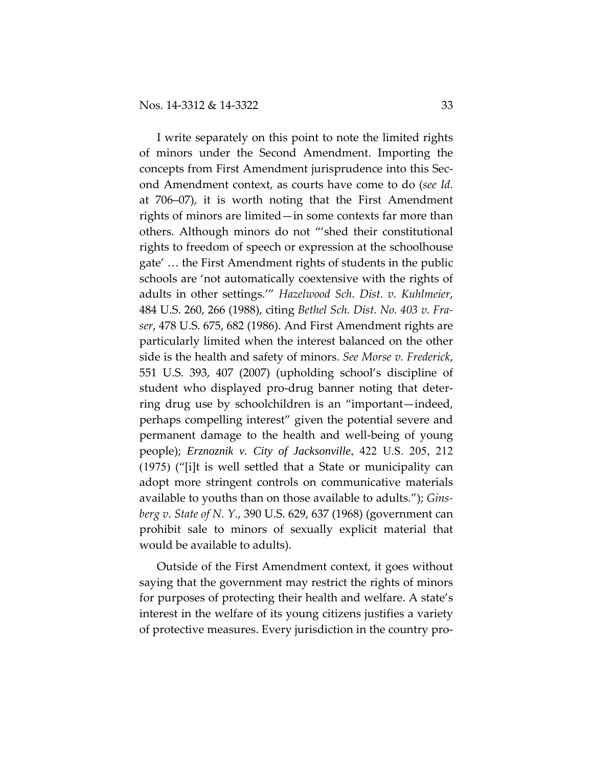I write separately on this point to note the limited rights of minors under the Second Amendment. Importing the concepts from First Amendment jurisprudence into this Second Amendment context, as courts have come to do (*see Id.* at 706–07), it is worth noting that the First Amendment rights of minors are limited—in some contexts far more than others. Although minors do not "'shed their constitutional rights to freedom of speech or expression at the schoolhouse gate' … the First Amendment rights of students in the public schools are 'not automatically coextensive with the rights of adults in other settings.'" *Hazelwood Sch. Dist. v. Kuhlmeier*, 484 U.S. 260, 266 (1988), citing *Bethel Sch. Dist. No. 403 v. Fraser*, 478 U.S. 675, 682 (1986). And First Amendment rights are particularly limited when the interest balanced on the other side is the health and safety of minors. *See Morse v. Frederick*, 551 U.S. 393, 407 (2007) (upholding school's discipline of student who displayed pro-drug banner noting that deterring drug use by schoolchildren is an "important—indeed, perhaps compelling interest" given the potential severe and permanent damage to the health and well-being of young people); *Erznoznik v. City of Jacksonville*, 422 U.S. 205, 212 (1975) ("[i]t is well settled that a State or municipality can adopt more stringent controls on communicative materials available to youths than on those available to adults."); *Ginsberg v. State of N. Y.*, 390 U.S. 629, 637 (1968) (government can prohibit sale to minors of sexually explicit material that would be available to adults).

Outside of the First Amendment context, it goes without saying that the government may restrict the rights of minors for purposes of protecting their health and welfare. A state's interest in the welfare of its young citizens justifies a variety of protective measures. Every jurisdiction in the country pro-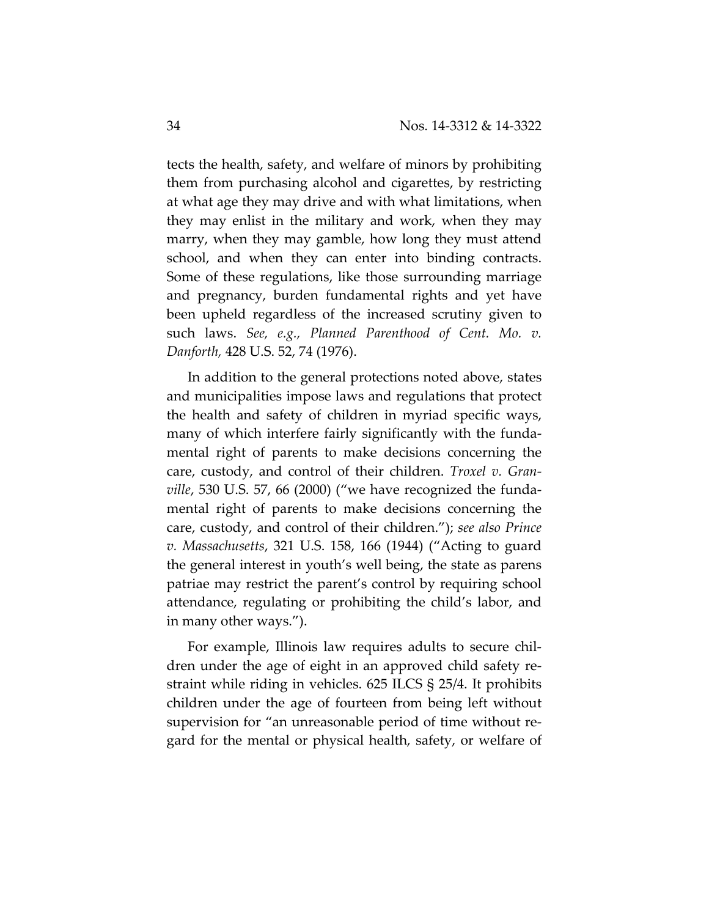tects the health, safety, and welfare of minors by prohibiting them from purchasing alcohol and cigarettes, by restricting at what age they may drive and with what limitations, when they may enlist in the military and work, when they may marry, when they may gamble, how long they must attend school, and when they can enter into binding contracts. Some of these regulations, like those surrounding marriage and pregnancy, burden fundamental rights and yet have been upheld regardless of the increased scrutiny given to such laws. *See, e.g., Planned Parenthood of Cent. Mo. v. Danforth,* 428 U.S. 52, 74 (1976).

In addition to the general protections noted above, states and municipalities impose laws and regulations that protect the health and safety of children in myriad specific ways, many of which interfere fairly significantly with the fundamental right of parents to make decisions concerning the care, custody, and control of their children. *Troxel v. Granville*, 530 U.S. 57, 66 (2000) ("we have recognized the fundamental right of parents to make decisions concerning the care, custody, and control of their children."); *see also Prince v. Massachusetts*, 321 U.S. 158, 166 (1944) ("Acting to guard the general interest in youth's well being, the state as parens patriae may restrict the parent's control by requiring school attendance, regulating or prohibiting the child's labor, and in many other ways.").

For example, Illinois law requires adults to secure children under the age of eight in an approved child safety restraint while riding in vehicles. 625 ILCS § 25/4. It prohibits children under the age of fourteen from being left without supervision for "an unreasonable period of time without regard for the mental or physical health, safety, or welfare of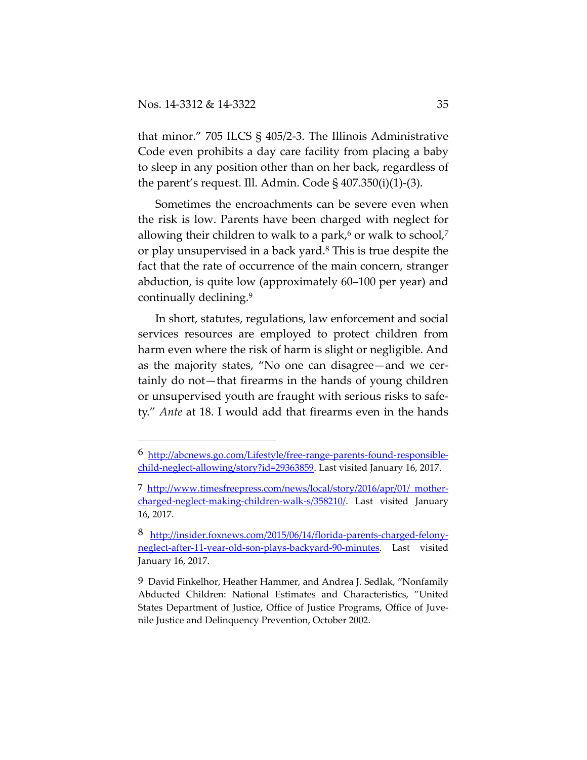that minor." 705 ILCS § 405/2-3. The Illinois Administrative Code even prohibits a day care facility from placing a baby to sleep in any position other than on her back, regardless of the parent's request. Ill. Admin. Code § 407.350(i)(1)-(3).

Sometimes the encroachments can be severe even when the risk is low. Parents have been charged with neglect for allowing their children to walk to a park,[6] or walk to school,[7] or play unsupervised in a back yard.[8] This is true despite the fact that the rate of occurrence of the main concern, stranger abduction, is quite low (approximately 60–100 per year) and continually declining.[9]

In short, statutes, regulations, law enforcement and social services resources are employed to protect children from harm even where the risk of harm is slight or negligible. And as the majority states, "No one can disagree—and we certainly do not—that firearms in the hands of young children or unsupervised youth are fraught with serious risks to safety." *Ante* at 18. I would add that firearms even in the hands

---

6 [http://abcnews.go.com/Lifestyle/free-range-parents-found-responsible-child-neglect-allowing/story?id=29363859](http://abcnews.go.com/Lifestyle/free-range-parents-found-responsible-child-neglect-allowing/story?id=29363859). Last visited January 16, 2017.

7 [http://www.timesfreepress.com/news/local/story/2016/apr/01/ mother-charged-neglect-making-children-walk-s/358210/](http://www.timesfreepress.com/news/local/story/2016/apr/01/mother-charged-neglect-making-children-walk-s/358210/). Last visited January 16, 2017.

8 [http://insider.foxnews.com/2015/06/14/florida-parents-charged-felony-neglect-after-11-year-old-son-plays-backyard-90-minutes](http://insider.foxnews.com/2015/06/14/florida-parents-charged-felony-neglect-after-11-year-old-son-plays-backyard-90-minutes). Last visited January 16, 2017.

9 David Finkelhor, Heather Hammer, and Andrea J. Sedlak, "Nonfamily Abducted Children: National Estimates and Characteristics, "United States Department of Justice, Office of Justice Programs, Office of Juvenile Justice and Delinquency Prevention, October 2002.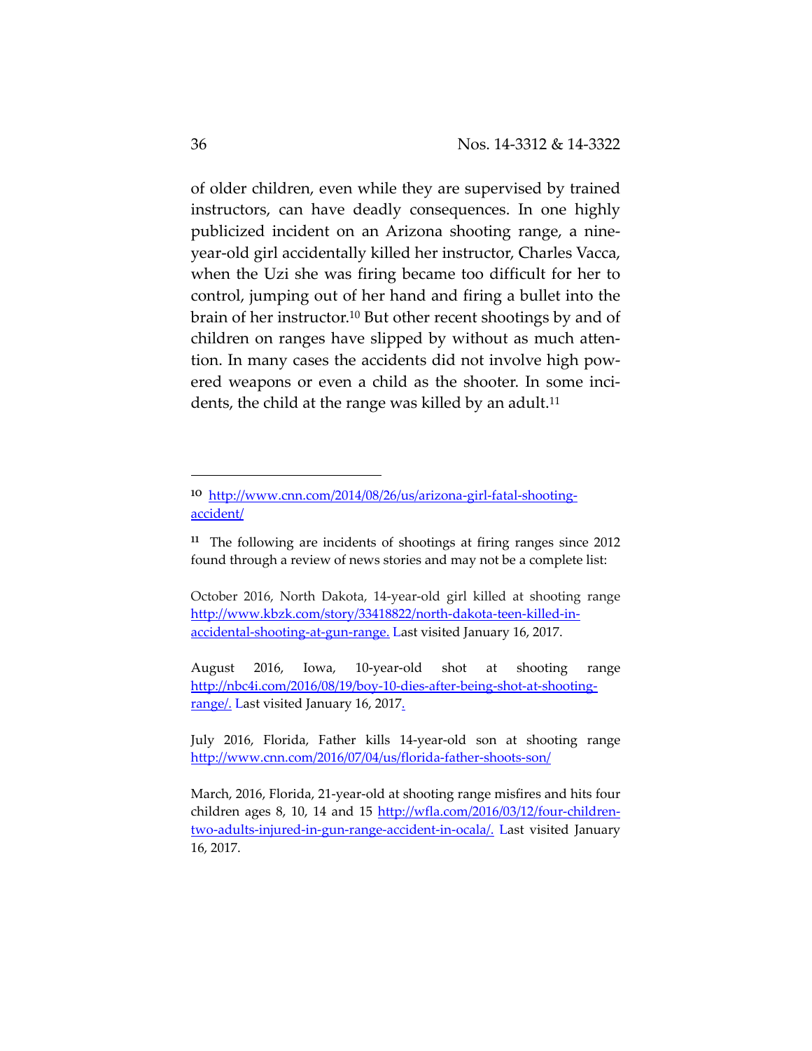of older children, even while they are supervised by trained instructors, can have deadly consequences. In one highly publicized incident on an Arizona shooting range, a nine-year-old girl accidentally killed her instructor, Charles Vacca, when the Uzi she was firing became too difficult for her to control, jumping out of her hand and firing a bullet into the brain of her instructor.[10] But other recent shootings by and of children on ranges have slipped by without as much attention. In many cases the accidents did not involve high powered weapons or even a child as the shooter. In some incidents, the child at the range was killed by an adult.[11]

---

[10] http://www.cnn.com/2014/08/26/us/arizona-girl-fatal-shooting-accident/

[11] The following are incidents of shootings at firing ranges since 2012 found through a review of news stories and may not be a complete list:

October 2016, North Dakota, 14-year-old girl killed at shooting range http://www.kbzk.com/story/33418822/north-dakota-teen-killed-in-accidental-shooting-at-gun-range. Last visited January 16, 2017.

August 2016, Iowa, 10-year-old shot at shooting range http://nbc4i.com/2016/08/19/boy-10-dies-after-being-shot-at-shooting-range/. Last visited January 16, 2017.

July 2016, Florida, Father kills 14-year-old son at shooting range http://www.cnn.com/2016/07/04/us/florida-father-shoots-son/

March, 2016, Florida, 21-year-old at shooting range misfires and hits four children ages 8, 10, 14 and 15 http://wfla.com/2016/03/12/four-children-two-adults-injured-in-gun-range-accident-in-ocala/. Last visited January 16, 2017.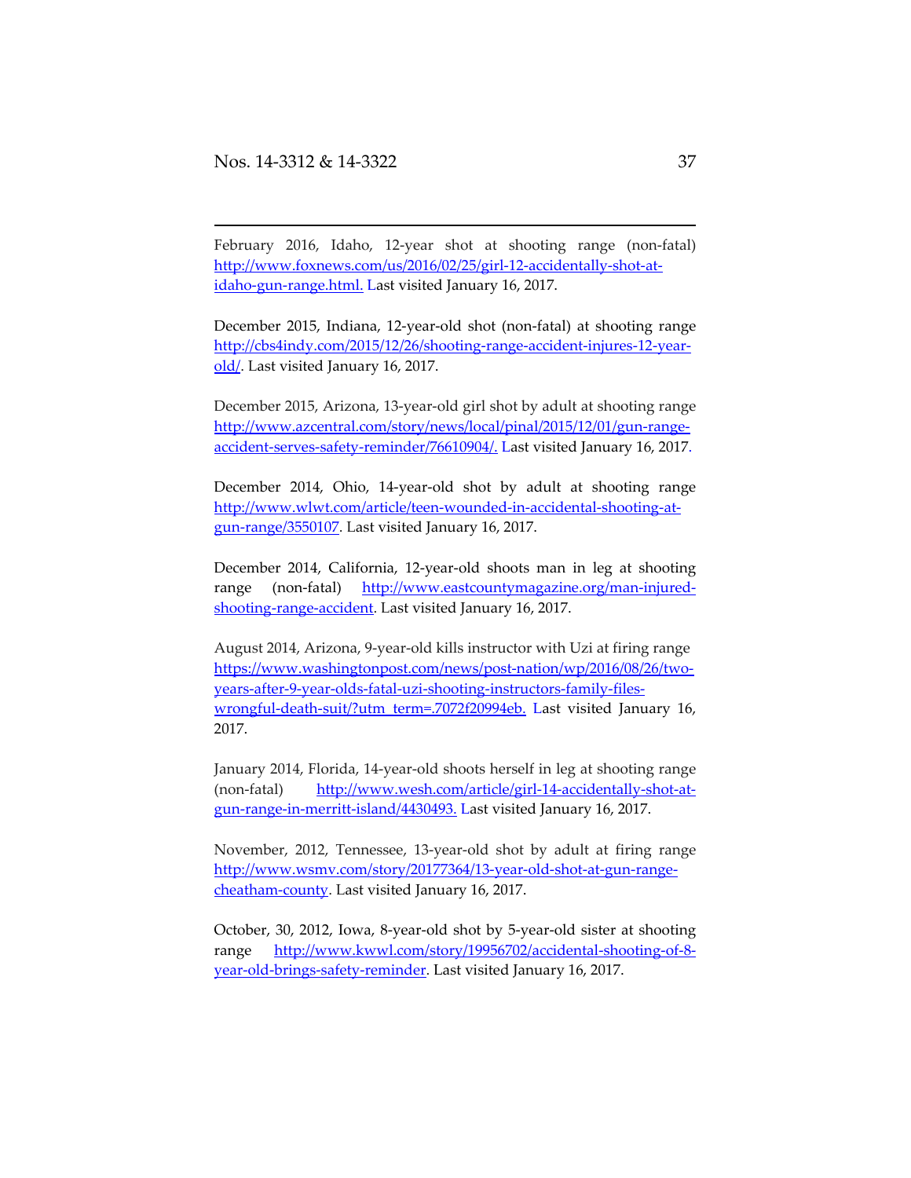February 2016, Idaho, 12-year shot at shooting range (non-fatal) http://www.foxnews.com/us/2016/02/25/girl-12-accidentally-shot-at-idaho-gun-range.html. Last visited January 16, 2017.

December 2015, Indiana, 12-year-old shot (non-fatal) at shooting range http://cbs4indy.com/2015/12/26/shooting-range-accident-injures-12-year-old/. Last visited January 16, 2017.

December 2015, Arizona, 13-year-old girl shot by adult at shooting range http://www.azcentral.com/story/news/local/pinal/2015/12/01/gun-range-accident-serves-safety-reminder/76610904/. Last visited January 16, 2017.

December 2014, Ohio, 14-year-old shot by adult at shooting range http://www.wlwt.com/article/teen-wounded-in-accidental-shooting-at-gun-range/3550107. Last visited January 16, 2017.

December 2014, California, 12-year-old shoots man in leg at shooting range (non-fatal) http://www.eastcountymagazine.org/man-injured-shooting-range-accident. Last visited January 16, 2017.

August 2014, Arizona, 9-year-old kills instructor with Uzi at firing range https://www.washingtonpost.com/news/post-nation/wp/2016/08/26/two-years-after-9-year-olds-fatal-uzi-shooting-instructors-family-files-wrongful-death-suit/?utm_term=.7072f20994eb. Last visited January 16, 2017.

January 2014, Florida, 14-year-old shoots herself in leg at shooting range (non-fatal) http://www.wesh.com/article/girl-14-accidentally-shot-at-gun-range-in-merritt-island/4430493. Last visited January 16, 2017.

November, 2012, Tennessee, 13-year-old shot by adult at firing range http://www.wsmv.com/story/20177364/13-year-old-shot-at-gun-range-cheatham-county. Last visited January 16, 2017.

October, 30, 2012, Iowa, 8-year-old shot by 5-year-old sister at shooting range http://www.kwwl.com/story/19956702/accidental-shooting-of-8-year-old-brings-safety-reminder. Last visited January 16, 2017.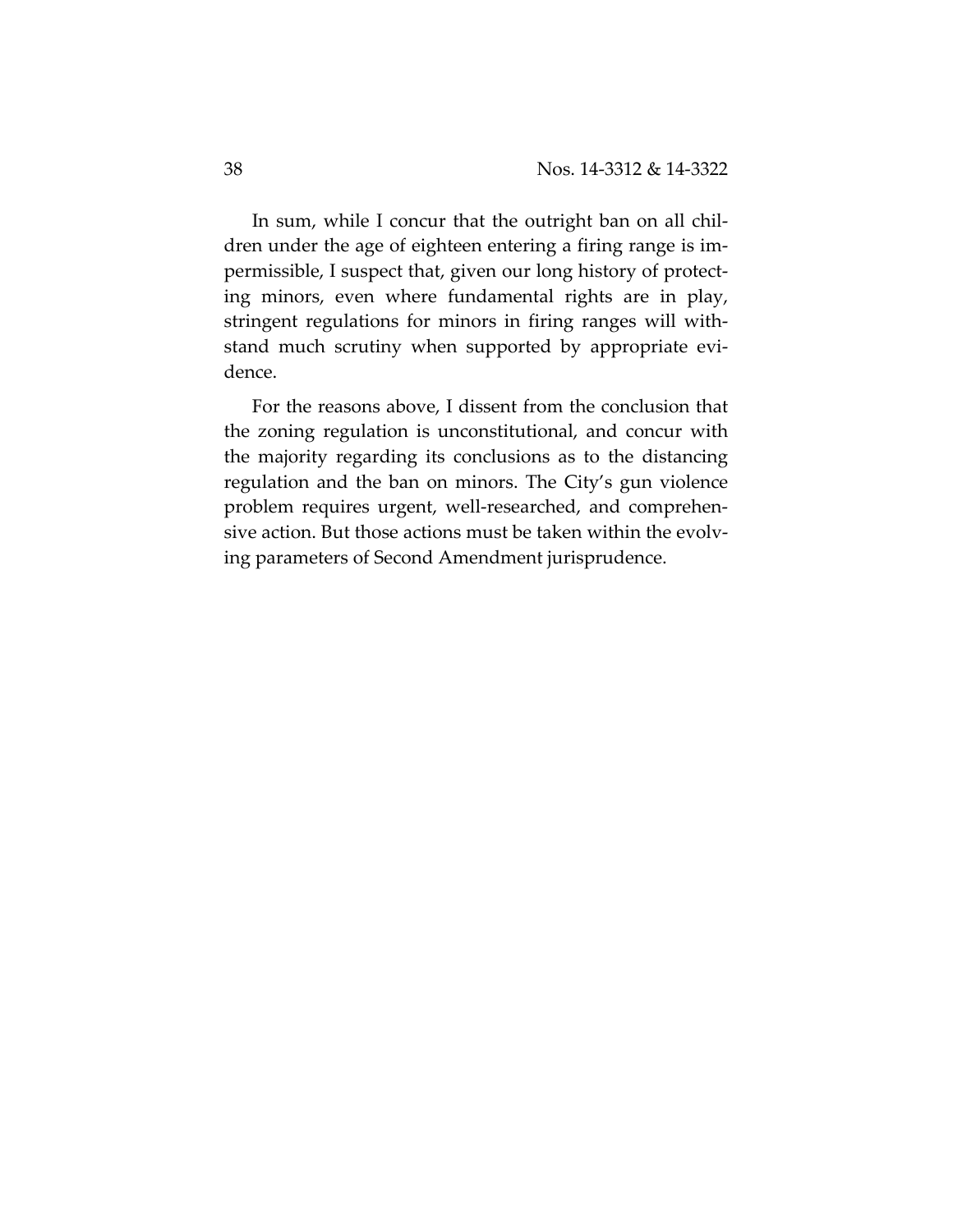In sum, while I concur that the outright ban on all children under the age of eighteen entering a firing range is impermissible, I suspect that, given our long history of protecting minors, even where fundamental rights are in play, stringent regulations for minors in firing ranges will withstand much scrutiny when supported by appropriate evidence.

For the reasons above, I dissent from the conclusion that the zoning regulation is unconstitutional, and concur with the majority regarding its conclusions as to the distancing regulation and the ban on minors. The City's gun violence problem requires urgent, well-researched, and comprehensive action. But those actions must be taken within the evolving parameters of Second Amendment jurisprudence.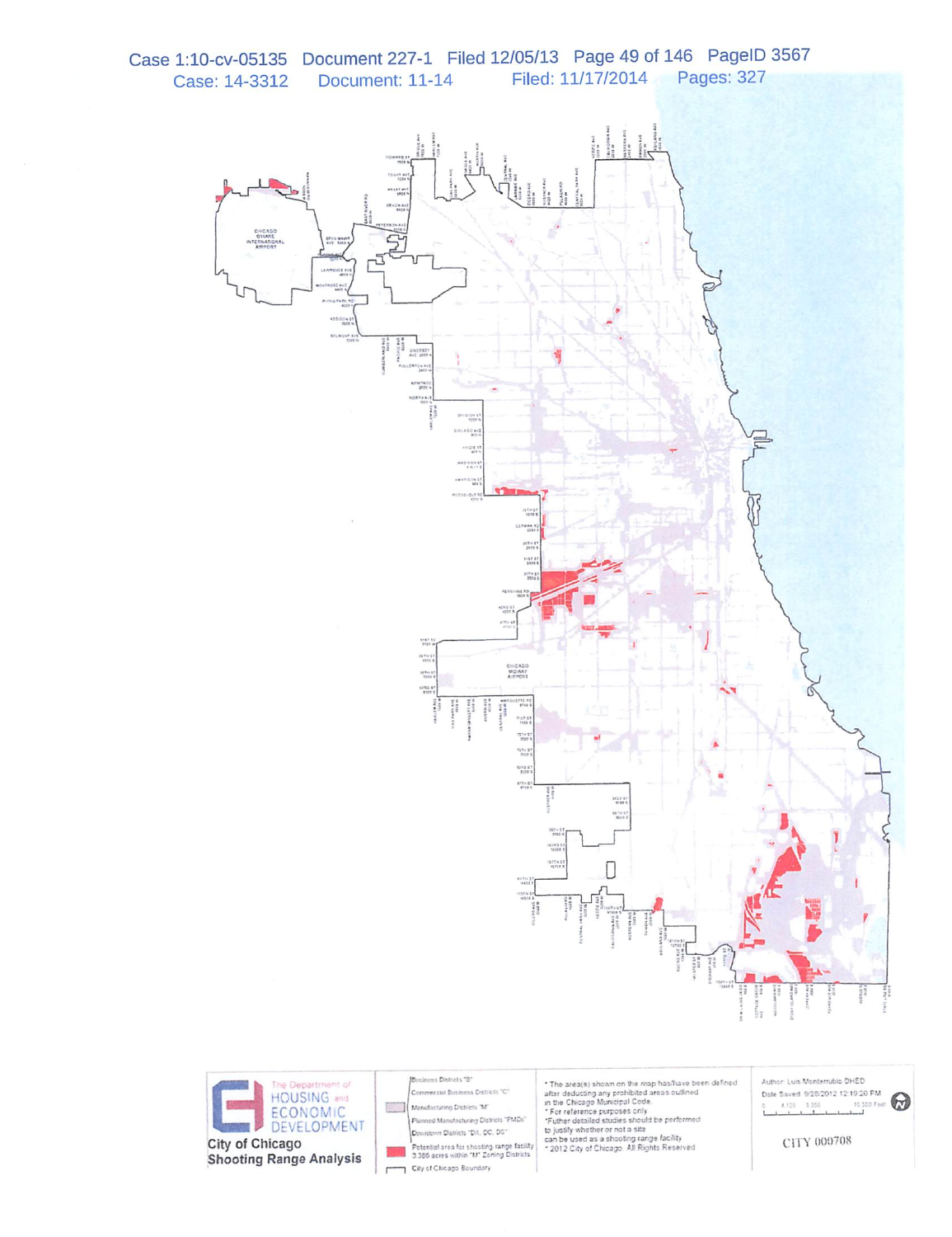City of Chicago Shooting Range Analysis

The Department of HOUSING and ECONOMIC DEVELOPMENT

Business Districts "B"
Commercial Business Districts "C"
Manufacturing Districts "M"
Planned Manufacturing Districts "PMDs"
Downtown Districts "DX, DC, DS"
Potential area for shooting range facility 3,386 acres within "M" Zoning Districts
City of Chicago Boundary

* The area(s) shown on the map has/have been defined after deducting any prohibited areas outlined in the Chicago Municipal Code.
* For reference purposes only
*Futher detailed studies should be performed to justify whether or not a site can be used as a shooting range facility
* 2012 City of Chicago. All Rights Reserved

Author: Luis Monterrubio DHED
Date Saved: 9/28/2012 12:19:20 PM

CITY 000708